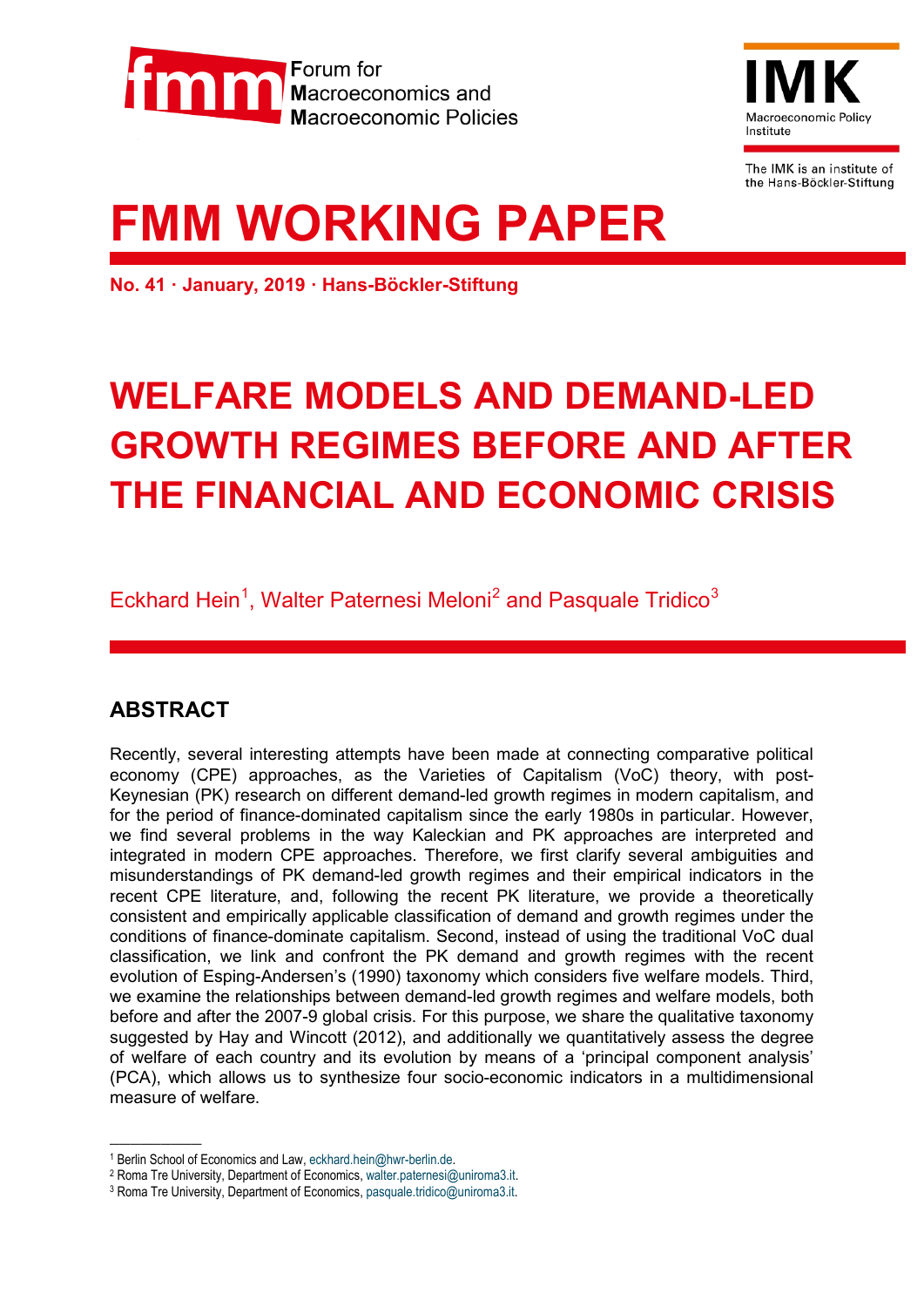Forum for Macroeconomics and Macroeconomic Policies

IMK Macroeconomic Policy Institute

The IMK is an institute of the Hans-Böckler-Stiftung

# FMM WORKING PAPER

**No. 41 · January, 2019 · Hans-Böckler-Stiftung**

# WELFARE MODELS AND DEMAND-LED GROWTH REGIMES BEFORE AND AFTER THE FINANCIAL AND ECONOMIC CRISIS

Eckhard Hein[1], Walter Paternesi Meloni[2] and Pasquale Tridico[3]

## ABSTRACT

Recently, several interesting attempts have been made at connecting comparative political economy (CPE) approaches, as the Varieties of Capitalism (VoC) theory, with post-Keynesian (PK) research on different demand-led growth regimes in modern capitalism, and for the period of finance-dominated capitalism since the early 1980s in particular. However, we find several problems in the way Kaleckian and PK approaches are interpreted and integrated in modern CPE approaches. Therefore, we first clarify several ambiguities and misunderstandings of PK demand-led growth regimes and their empirical indicators in the recent CPE literature, and, following the recent PK literature, we provide a theoretically consistent and empirically applicable classification of demand and growth regimes under the conditions of finance-dominate capitalism. Second, instead of using the traditional VoC dual classification, we link and confront the PK demand and growth regimes with the recent evolution of Esping-Andersen's (1990) taxonomy which considers five welfare models. Third, we examine the relationships between demand-led growth regimes and welfare models, both before and after the 2007-9 global crisis. For this purpose, we share the qualitative taxonomy suggested by Hay and Wincott (2012), and additionally we quantitatively assess the degree of welfare of each country and its evolution by means of a 'principal component analysis' (PCA), which allows us to synthesize four socio-economic indicators in a multidimensional measure of welfare.

---

[1] Berlin School of Economics and Law, eckhard.hein@hwr-berlin.de.

[2] Roma Tre University, Department of Economics, walter.paternesi@uniroma3.it.

[3] Roma Tre University, Department of Economics, pasquale.tridico@uniroma3.it.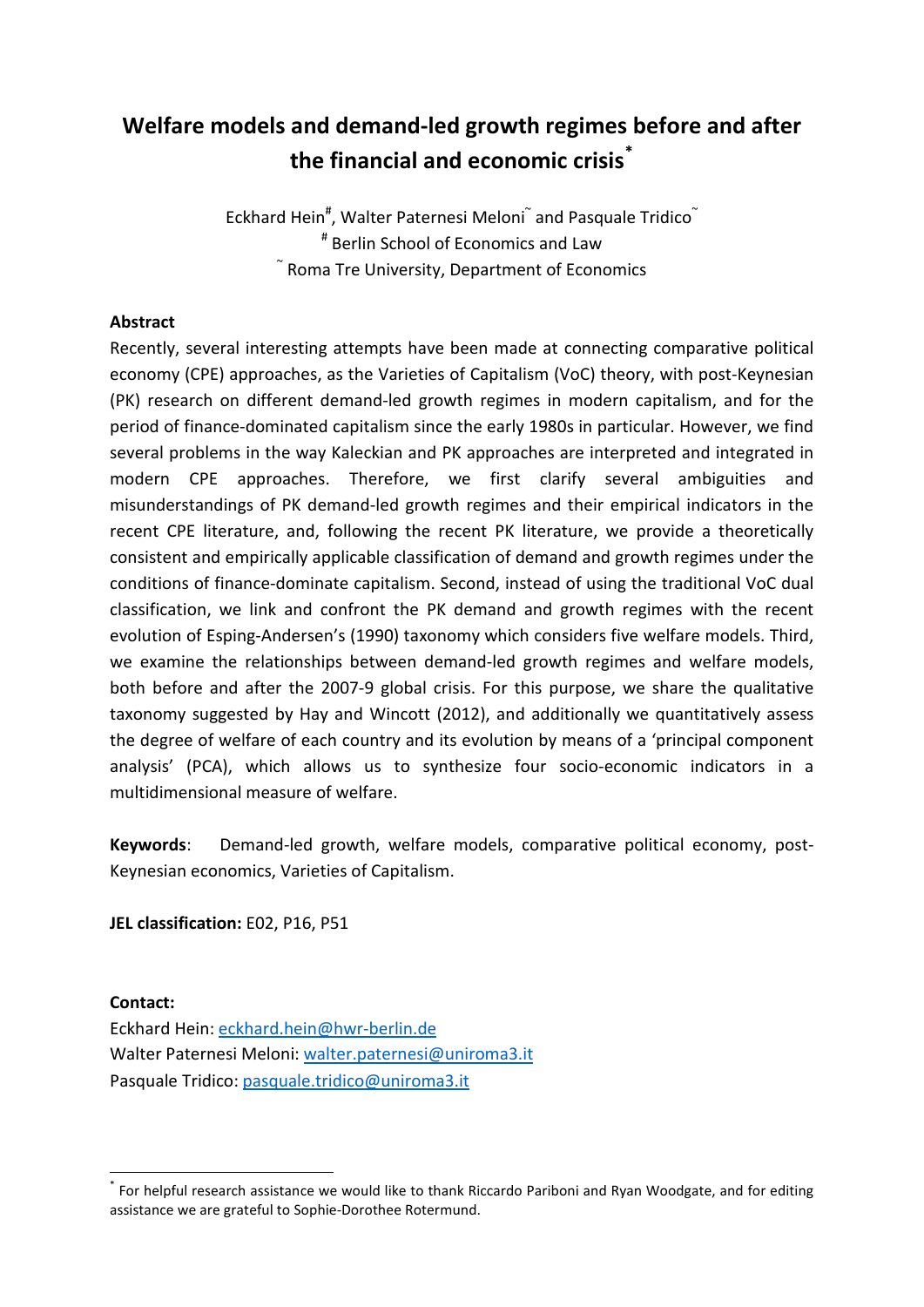# Welfare models and demand-led growth regimes before and after the financial and economic crisis[*]

Eckhard Hein[#], Walter Paternesi Meloni[~] and Pasquale Tridico[~]

[#] Berlin School of Economics and Law

[~] Roma Tre University, Department of Economics

**Abstract**

Recently, several interesting attempts have been made at connecting comparative political economy (CPE) approaches, as the Varieties of Capitalism (VoC) theory, with post-Keynesian (PK) research on different demand-led growth regimes in modern capitalism, and for the period of finance-dominated capitalism since the early 1980s in particular. However, we find several problems in the way Kaleckian and PK approaches are interpreted and integrated in modern CPE approaches. Therefore, we first clarify several ambiguities and misunderstandings of PK demand-led growth regimes and their empirical indicators in the recent CPE literature, and, following the recent PK literature, we provide a theoretically consistent and empirically applicable classification of demand and growth regimes under the conditions of finance-dominate capitalism. Second, instead of using the traditional VoC dual classification, we link and confront the PK demand and growth regimes with the recent evolution of Esping-Andersen's (1990) taxonomy which considers five welfare models. Third, we examine the relationships between demand-led growth regimes and welfare models, both before and after the 2007-9 global crisis. For this purpose, we share the qualitative taxonomy suggested by Hay and Wincott (2012), and additionally we quantitatively assess the degree of welfare of each country and its evolution by means of a 'principal component analysis' (PCA), which allows us to synthesize four socio-economic indicators in a multidimensional measure of welfare.

**Keywords**: Demand-led growth, welfare models, comparative political economy, post-Keynesian economics, Varieties of Capitalism.

**JEL classification:** E02, P16, P51

**Contact:**

Eckhard Hein: eckhard.hein@hwr-berlin.de

Walter Paternesi Meloni: walter.paternesi@uniroma3.it

Pasquale Tridico: pasquale.tridico@uniroma3.it

---

[*] For helpful research assistance we would like to thank Riccardo Pariboni and Ryan Woodgate, and for editing assistance we are grateful to Sophie-Dorothee Rotermund.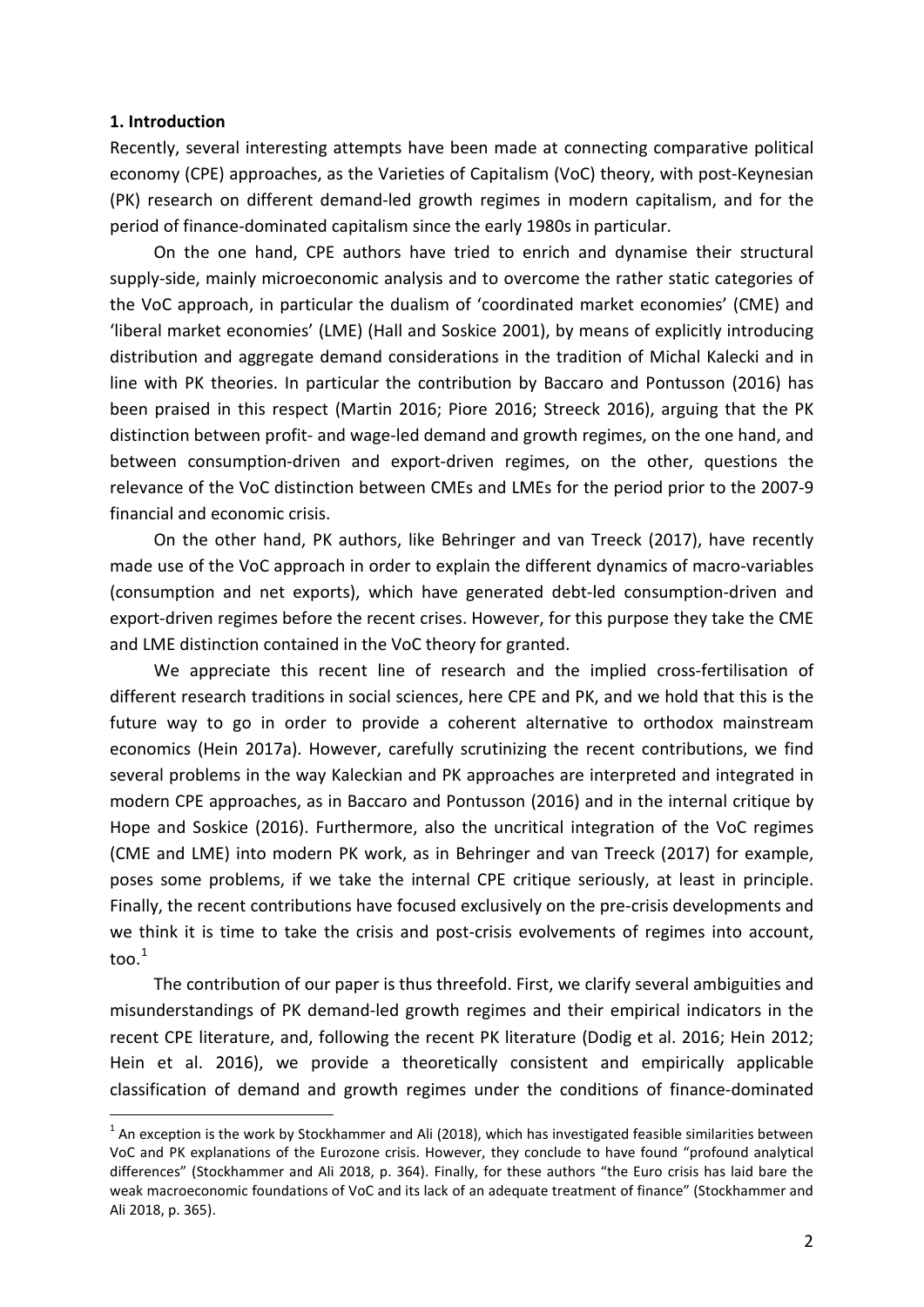## 1. Introduction

Recently, several interesting attempts have been made at connecting comparative political economy (CPE) approaches, as the Varieties of Capitalism (VoC) theory, with post-Keynesian (PK) research on different demand-led growth regimes in modern capitalism, and for the period of finance-dominated capitalism since the early 1980s in particular.

On the one hand, CPE authors have tried to enrich and dynamise their structural supply-side, mainly microeconomic analysis and to overcome the rather static categories of the VoC approach, in particular the dualism of 'coordinated market economies' (CME) and 'liberal market economies' (LME) (Hall and Soskice 2001), by means of explicitly introducing distribution and aggregate demand considerations in the tradition of Michal Kalecki and in line with PK theories. In particular the contribution by Baccaro and Pontusson (2016) has been praised in this respect (Martin 2016; Piore 2016; Streeck 2016), arguing that the PK distinction between profit- and wage-led demand and growth regimes, on the one hand, and between consumption-driven and export-driven regimes, on the other, questions the relevance of the VoC distinction between CMEs and LMEs for the period prior to the 2007-9 financial and economic crisis.

On the other hand, PK authors, like Behringer and van Treeck (2017), have recently made use of the VoC approach in order to explain the different dynamics of macro-variables (consumption and net exports), which have generated debt-led consumption-driven and export-driven regimes before the recent crises. However, for this purpose they take the CME and LME distinction contained in the VoC theory for granted.

We appreciate this recent line of research and the implied cross-fertilisation of different research traditions in social sciences, here CPE and PK, and we hold that this is the future way to go in order to provide a coherent alternative to orthodox mainstream economics (Hein 2017a). However, carefully scrutinizing the recent contributions, we find several problems in the way Kaleckian and PK approaches are interpreted and integrated in modern CPE approaches, as in Baccaro and Pontusson (2016) and in the internal critique by Hope and Soskice (2016). Furthermore, also the uncritical integration of the VoC regimes (CME and LME) into modern PK work, as in Behringer and van Treeck (2017) for example, poses some problems, if we take the internal CPE critique seriously, at least in principle. Finally, the recent contributions have focused exclusively on the pre-crisis developments and we think it is time to take the crisis and post-crisis evolvements of regimes into account, too.[1]

The contribution of our paper is thus threefold. First, we clarify several ambiguities and misunderstandings of PK demand-led growth regimes and their empirical indicators in the recent CPE literature, and, following the recent PK literature (Dodig et al. 2016; Hein 2012; Hein et al. 2016), we provide a theoretically consistent and empirically applicable classification of demand and growth regimes under the conditions of finance-dominated

---

[1] An exception is the work by Stockhammer and Ali (2018), which has investigated feasible similarities between VoC and PK explanations of the Eurozone crisis. However, they conclude to have found "profound analytical differences" (Stockhammer and Ali 2018, p. 364). Finally, for these authors "the Euro crisis has laid bare the weak macroeconomic foundations of VoC and its lack of an adequate treatment of finance" (Stockhammer and Ali 2018, p. 365).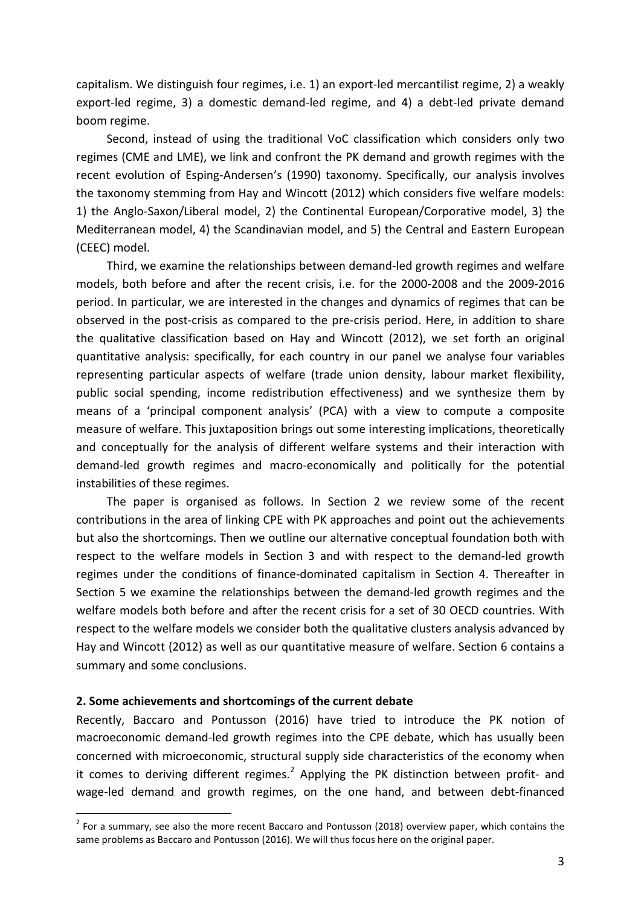capitalism. We distinguish four regimes, i.e. 1) an export-led mercantilist regime, 2) a weakly export-led regime, 3) a domestic demand-led regime, and 4) a debt-led private demand boom regime.

Second, instead of using the traditional VoC classification which considers only two regimes (CME and LME), we link and confront the PK demand and growth regimes with the recent evolution of Esping-Andersen's (1990) taxonomy. Specifically, our analysis involves the taxonomy stemming from Hay and Wincott (2012) which considers five welfare models: 1) the Anglo-Saxon/Liberal model, 2) the Continental European/Corporative model, 3) the Mediterranean model, 4) the Scandinavian model, and 5) the Central and Eastern European (CEEC) model.

Third, we examine the relationships between demand-led growth regimes and welfare models, both before and after the recent crisis, i.e. for the 2000-2008 and the 2009-2016 period. In particular, we are interested in the changes and dynamics of regimes that can be observed in the post-crisis as compared to the pre-crisis period. Here, in addition to share the qualitative classification based on Hay and Wincott (2012), we set forth an original quantitative analysis: specifically, for each country in our panel we analyse four variables representing particular aspects of welfare (trade union density, labour market flexibility, public social spending, income redistribution effectiveness) and we synthesize them by means of a 'principal component analysis' (PCA) with a view to compute a composite measure of welfare. This juxtaposition brings out some interesting implications, theoretically and conceptually for the analysis of different welfare systems and their interaction with demand-led growth regimes and macro-economically and politically for the potential instabilities of these regimes.

The paper is organised as follows. In Section 2 we review some of the recent contributions in the area of linking CPE with PK approaches and point out the achievements but also the shortcomings. Then we outline our alternative conceptual foundation both with respect to the welfare models in Section 3 and with respect to the demand-led growth regimes under the conditions of finance-dominated capitalism in Section 4. Thereafter in Section 5 we examine the relationships between the demand-led growth regimes and the welfare models both before and after the recent crisis for a set of 30 OECD countries. With respect to the welfare models we consider both the qualitative clusters analysis advanced by Hay and Wincott (2012) as well as our quantitative measure of welfare. Section 6 contains a summary and some conclusions.

## 2. Some achievements and shortcomings of the current debate

Recently, Baccaro and Pontusson (2016) have tried to introduce the PK notion of macroeconomic demand-led growth regimes into the CPE debate, which has usually been concerned with microeconomic, structural supply side characteristics of the economy when it comes to deriving different regimes.[2] Applying the PK distinction between profit- and wage-led demand and growth regimes, on the one hand, and between debt-financed

[2] For a summary, see also the more recent Baccaro and Pontusson (2018) overview paper, which contains the same problems as Baccaro and Pontusson (2016). We will thus focus here on the original paper.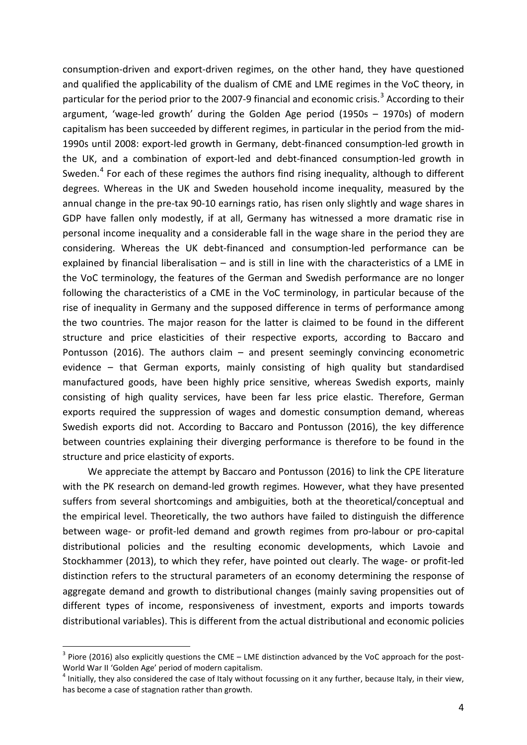consumption-driven and export-driven regimes, on the other hand, they have questioned and qualified the applicability of the dualism of CME and LME regimes in the VoC theory, in particular for the period prior to the 2007-9 financial and economic crisis.[3] According to their argument, 'wage-led growth' during the Golden Age period (1950s – 1970s) of modern capitalism has been succeeded by different regimes, in particular in the period from the mid-1990s until 2008: export-led growth in Germany, debt-financed consumption-led growth in the UK, and a combination of export-led and debt-financed consumption-led growth in Sweden.[4] For each of these regimes the authors find rising inequality, although to different degrees. Whereas in the UK and Sweden household income inequality, measured by the annual change in the pre-tax 90-10 earnings ratio, has risen only slightly and wage shares in GDP have fallen only modestly, if at all, Germany has witnessed a more dramatic rise in personal income inequality and a considerable fall in the wage share in the period they are considering. Whereas the UK debt-financed and consumption-led performance can be explained by financial liberalisation – and is still in line with the characteristics of a LME in the VoC terminology, the features of the German and Swedish performance are no longer following the characteristics of a CME in the VoC terminology, in particular because of the rise of inequality in Germany and the supposed difference in terms of performance among the two countries. The major reason for the latter is claimed to be found in the different structure and price elasticities of their respective exports, according to Baccaro and Pontusson (2016). The authors claim – and present seemingly convincing econometric evidence – that German exports, mainly consisting of high quality but standardised manufactured goods, have been highly price sensitive, whereas Swedish exports, mainly consisting of high quality services, have been far less price elastic. Therefore, German exports required the suppression of wages and domestic consumption demand, whereas Swedish exports did not. According to Baccaro and Pontusson (2016), the key difference between countries explaining their diverging performance is therefore to be found in the structure and price elasticity of exports.

We appreciate the attempt by Baccaro and Pontusson (2016) to link the CPE literature with the PK research on demand-led growth regimes. However, what they have presented suffers from several shortcomings and ambiguities, both at the theoretical/conceptual and the empirical level. Theoretically, the two authors have failed to distinguish the difference between wage- or profit-led demand and growth regimes from pro-labour or pro-capital distributional policies and the resulting economic developments, which Lavoie and Stockhammer (2013), to which they refer, have pointed out clearly. The wage- or profit-led distinction refers to the structural parameters of an economy determining the response of aggregate demand and growth to distributional changes (mainly saving propensities out of different types of income, responsiveness of investment, exports and imports towards distributional variables). This is different from the actual distributional and economic policies

---

[3] Piore (2016) also explicitly questions the CME – LME distinction advanced by the VoC approach for the post-World War II 'Golden Age' period of modern capitalism.

[4] Initially, they also considered the case of Italy without focussing on it any further, because Italy, in their view, has become a case of stagnation rather than growth.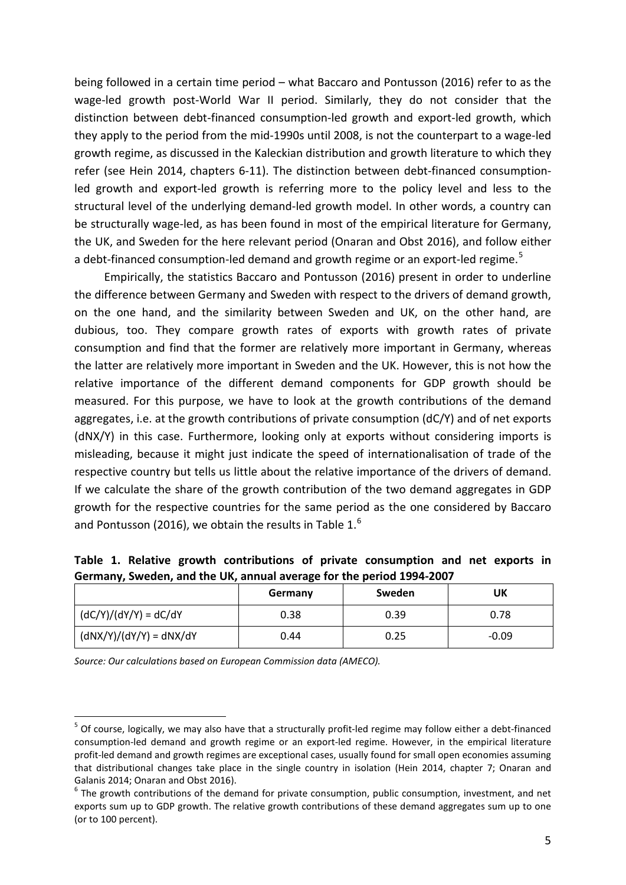being followed in a certain time period – what Baccaro and Pontusson (2016) refer to as the wage-led growth post-World War II period. Similarly, they do not consider that the distinction between debt-financed consumption-led growth and export-led growth, which they apply to the period from the mid-1990s until 2008, is not the counterpart to a wage-led growth regime, as discussed in the Kaleckian distribution and growth literature to which they refer (see Hein 2014, chapters 6-11). The distinction between debt-financed consumption-led growth and export-led growth is referring more to the policy level and less to the structural level of the underlying demand-led growth model. In other words, a country can be structurally wage-led, as has been found in most of the empirical literature for Germany, the UK, and Sweden for the here relevant period (Onaran and Obst 2016), and follow either a debt-financed consumption-led demand and growth regime or an export-led regime.[5]

Empirically, the statistics Baccaro and Pontusson (2016) present in order to underline the difference between Germany and Sweden with respect to the drivers of demand growth, on the one hand, and the similarity between Sweden and UK, on the other hand, are dubious, too. They compare growth rates of exports with growth rates of private consumption and find that the former are relatively more important in Germany, whereas the latter are relatively more important in Sweden and the UK. However, this is not how the relative importance of the different demand components for GDP growth should be measured. For this purpose, we have to look at the growth contributions of the demand aggregates, i.e. at the growth contributions of private consumption ($dC/Y$) and of net exports ($dNX/Y$) in this case. Furthermore, looking only at exports without considering imports is misleading, because it might just indicate the speed of internationalisation of trade of the respective country but tells us little about the relative importance of the drivers of demand. If we calculate the share of the growth contribution of the two demand aggregates in GDP growth for the respective countries for the same period as the one considered by Baccaro and Pontusson (2016), we obtain the results in Table 1.[6]

**Table 1. Relative growth contributions of private consumption and net exports in Germany, Sweden, and the UK, annual average for the period 1994-2007**

| | Germany | Sweden | UK |
|---|---|---|---|
| $(dC/Y)/(dY/Y) = dC/dY$ | 0.38 | 0.39 | 0.78 |
| $(dNX/Y)/(dY/Y) = dNX/dY$ | 0.44 | 0.25 | -0.09 |

*Source: Our calculations based on European Commission data (AMECO).*

[5] Of course, logically, we may also have that a structurally profit-led regime may follow either a debt-financed consumption-led demand and growth regime or an export-led regime. However, in the empirical literature profit-led demand and growth regimes are exceptional cases, usually found for small open economies assuming that distributional changes take place in the single country in isolation (Hein 2014, chapter 7; Onaran and Galanis 2014; Onaran and Obst 2016).

[6] The growth contributions of the demand for private consumption, public consumption, investment, and net exports sum up to GDP growth. The relative growth contributions of these demand aggregates sum up to one (or to 100 percent).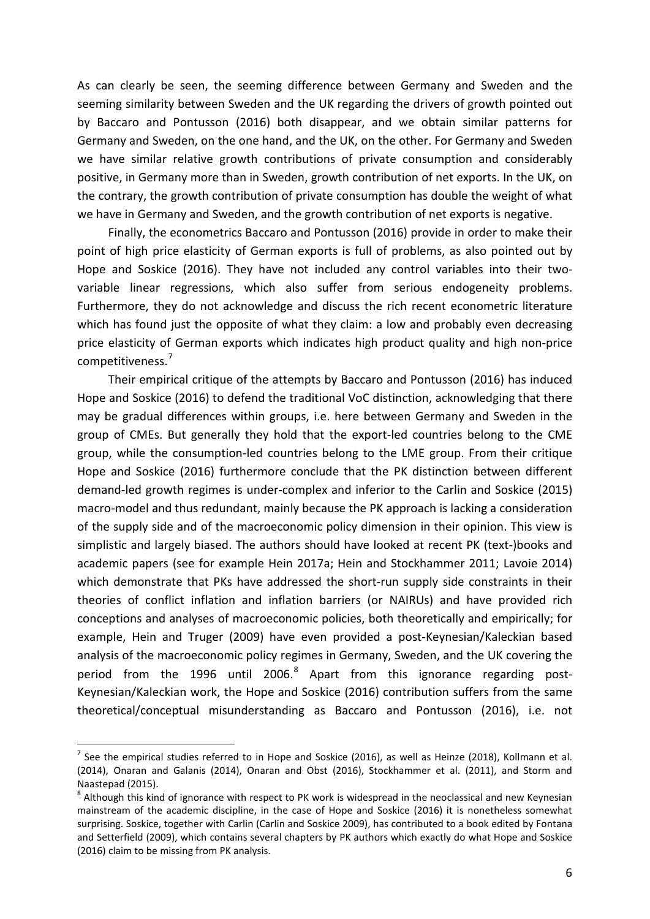As can clearly be seen, the seeming difference between Germany and Sweden and the seeming similarity between Sweden and the UK regarding the drivers of growth pointed out by Baccaro and Pontusson (2016) both disappear, and we obtain similar patterns for Germany and Sweden, on the one hand, and the UK, on the other. For Germany and Sweden we have similar relative growth contributions of private consumption and considerably positive, in Germany more than in Sweden, growth contribution of net exports. In the UK, on the contrary, the growth contribution of private consumption has double the weight of what we have in Germany and Sweden, and the growth contribution of net exports is negative.

Finally, the econometrics Baccaro and Pontusson (2016) provide in order to make their point of high price elasticity of German exports is full of problems, as also pointed out by Hope and Soskice (2016). They have not included any control variables into their two-variable linear regressions, which also suffer from serious endogeneity problems. Furthermore, they do not acknowledge and discuss the rich recent econometric literature which has found just the opposite of what they claim: a low and probably even decreasing price elasticity of German exports which indicates high product quality and high non-price competitiveness.[7]

Their empirical critique of the attempts by Baccaro and Pontusson (2016) has induced Hope and Soskice (2016) to defend the traditional VoC distinction, acknowledging that there may be gradual differences within groups, i.e. here between Germany and Sweden in the group of CMEs. But generally they hold that the export-led countries belong to the CME group, while the consumption-led countries belong to the LME group. From their critique Hope and Soskice (2016) furthermore conclude that the PK distinction between different demand-led growth regimes is under-complex and inferior to the Carlin and Soskice (2015) macro-model and thus redundant, mainly because the PK approach is lacking a consideration of the supply side and of the macroeconomic policy dimension in their opinion. This view is simplistic and largely biased. The authors should have looked at recent PK (text-)books and academic papers (see for example Hein 2017a; Hein and Stockhammer 2011; Lavoie 2014) which demonstrate that PKs have addressed the short-run supply side constraints in their theories of conflict inflation and inflation barriers (or NAIRUs) and have provided rich conceptions and analyses of macroeconomic policies, both theoretically and empirically; for example, Hein and Truger (2009) have even provided a post-Keynesian/Kaleckian based analysis of the macroeconomic policy regimes in Germany, Sweden, and the UK covering the period from the 1996 until 2006.[8] Apart from this ignorance regarding post-Keynesian/Kaleckian work, the Hope and Soskice (2016) contribution suffers from the same theoretical/conceptual misunderstanding as Baccaro and Pontusson (2016), i.e. not

---

[7] See the empirical studies referred to in Hope and Soskice (2016), as well as Heinze (2018), Kollmann et al. (2014), Onaran and Galanis (2014), Onaran and Obst (2016), Stockhammer et al. (2011), and Storm and Naastepad (2015).

[8] Although this kind of ignorance with respect to PK work is widespread in the neoclassical and new Keynesian mainstream of the academic discipline, in the case of Hope and Soskice (2016) it is nonetheless somewhat surprising. Soskice, together with Carlin (Carlin and Soskice 2009), has contributed to a book edited by Fontana and Setterfield (2009), which contains several chapters by PK authors which exactly do what Hope and Soskice (2016) claim to be missing from PK analysis.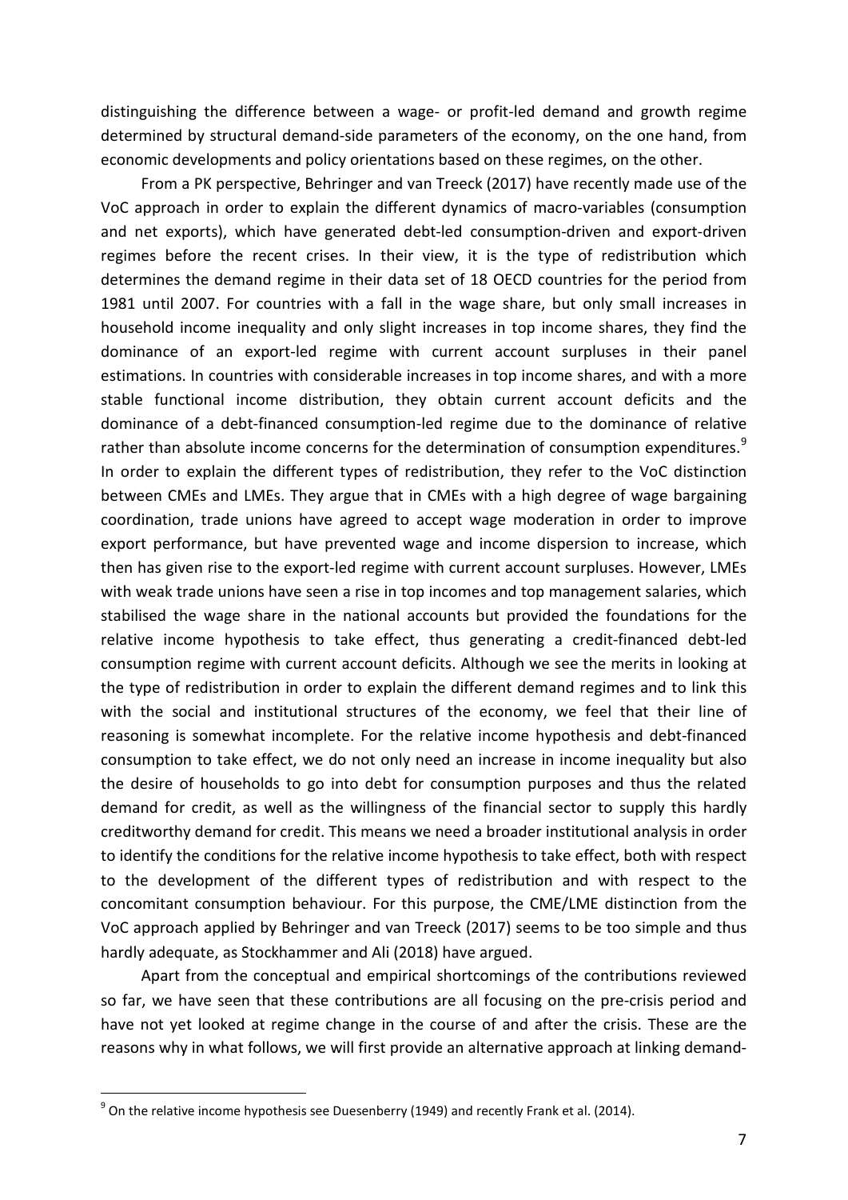distinguishing the difference between a wage- or profit-led demand and growth regime determined by structural demand-side parameters of the economy, on the one hand, from economic developments and policy orientations based on these regimes, on the other.

From a PK perspective, Behringer and van Treeck (2017) have recently made use of the VoC approach in order to explain the different dynamics of macro-variables (consumption and net exports), which have generated debt-led consumption-driven and export-driven regimes before the recent crises. In their view, it is the type of redistribution which determines the demand regime in their data set of 18 OECD countries for the period from 1981 until 2007. For countries with a fall in the wage share, but only small increases in household income inequality and only slight increases in top income shares, they find the dominance of an export-led regime with current account surpluses in their panel estimations. In countries with considerable increases in top income shares, and with a more stable functional income distribution, they obtain current account deficits and the dominance of a debt-financed consumption-led regime due to the dominance of relative rather than absolute income concerns for the determination of consumption expenditures.[9] In order to explain the different types of redistribution, they refer to the VoC distinction between CMEs and LMEs. They argue that in CMEs with a high degree of wage bargaining coordination, trade unions have agreed to accept wage moderation in order to improve export performance, but have prevented wage and income dispersion to increase, which then has given rise to the export-led regime with current account surpluses. However, LMEs with weak trade unions have seen a rise in top incomes and top management salaries, which stabilised the wage share in the national accounts but provided the foundations for the relative income hypothesis to take effect, thus generating a credit-financed debt-led consumption regime with current account deficits. Although we see the merits in looking at the type of redistribution in order to explain the different demand regimes and to link this with the social and institutional structures of the economy, we feel that their line of reasoning is somewhat incomplete. For the relative income hypothesis and debt-financed consumption to take effect, we do not only need an increase in income inequality but also the desire of households to go into debt for consumption purposes and thus the related demand for credit, as well as the willingness of the financial sector to supply this hardly creditworthy demand for credit. This means we need a broader institutional analysis in order to identify the conditions for the relative income hypothesis to take effect, both with respect to the development of the different types of redistribution and with respect to the concomitant consumption behaviour. For this purpose, the CME/LME distinction from the VoC approach applied by Behringer and van Treeck (2017) seems to be too simple and thus hardly adequate, as Stockhammer and Ali (2018) have argued.

Apart from the conceptual and empirical shortcomings of the contributions reviewed so far, we have seen that these contributions are all focusing on the pre-crisis period and have not yet looked at regime change in the course of and after the crisis. These are the reasons why in what follows, we will first provide an alternative approach at linking demand-

[9] On the relative income hypothesis see Duesenberry (1949) and recently Frank et al. (2014).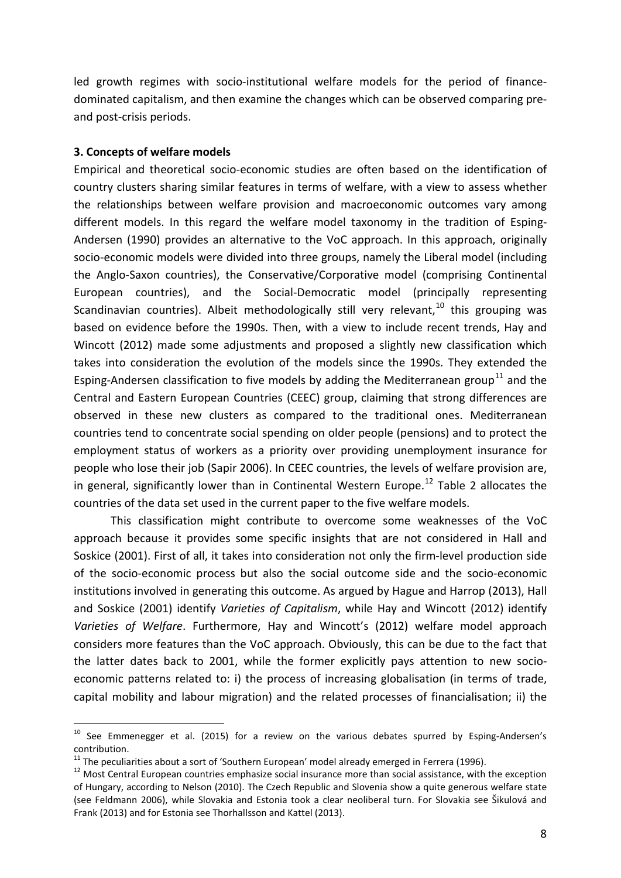led growth regimes with socio-institutional welfare models for the period of finance-dominated capitalism, and then examine the changes which can be observed comparing pre- and post-crisis periods.

### 3. Concepts of welfare models

Empirical and theoretical socio-economic studies are often based on the identification of country clusters sharing similar features in terms of welfare, with a view to assess whether the relationships between welfare provision and macroeconomic outcomes vary among different models. In this regard the welfare model taxonomy in the tradition of Esping-Andersen (1990) provides an alternative to the VoC approach. In this approach, originally socio-economic models were divided into three groups, namely the Liberal model (including the Anglo-Saxon countries), the Conservative/Corporative model (comprising Continental European countries), and the Social-Democratic model (principally representing Scandinavian countries). Albeit methodologically still very relevant,[10] this grouping was based on evidence before the 1990s. Then, with a view to include recent trends, Hay and Wincott (2012) made some adjustments and proposed a slightly new classification which takes into consideration the evolution of the models since the 1990s. They extended the Esping-Andersen classification to five models by adding the Mediterranean group[11] and the Central and Eastern European Countries (CEEC) group, claiming that strong differences are observed in these new clusters as compared to the traditional ones. Mediterranean countries tend to concentrate social spending on older people (pensions) and to protect the employment status of workers as a priority over providing unemployment insurance for people who lose their job (Sapir 2006). In CEEC countries, the levels of welfare provision are, in general, significantly lower than in Continental Western Europe.[12] Table 2 allocates the countries of the data set used in the current paper to the five welfare models.

This classification might contribute to overcome some weaknesses of the VoC approach because it provides some specific insights that are not considered in Hall and Soskice (2001). First of all, it takes into consideration not only the firm-level production side of the socio-economic process but also the social outcome side and the socio-economic institutions involved in generating this outcome. As argued by Hague and Harrop (2013), Hall and Soskice (2001) identify *Varieties of Capitalism*, while Hay and Wincott (2012) identify *Varieties of Welfare*. Furthermore, Hay and Wincott's (2012) welfare model approach considers more features than the VoC approach. Obviously, this can be due to the fact that the latter dates back to 2001, while the former explicitly pays attention to new socio-economic patterns related to: i) the process of increasing globalisation (in terms of trade, capital mobility and labour migration) and the related processes of financialisation; ii) the

---

[10] See Emmenegger et al. (2015) for a review on the various debates spurred by Esping-Andersen's contribution.

[11] The peculiarities about a sort of 'Southern European' model already emerged in Ferrera (1996).

[12] Most Central European countries emphasize social insurance more than social assistance, with the exception of Hungary, according to Nelson (2010). The Czech Republic and Slovenia show a quite generous welfare state (see Feldmann 2006), while Slovakia and Estonia took a clear neoliberal turn. For Slovakia see Šikulová and Frank (2013) and for Estonia see Thorhallsson and Kattel (2013).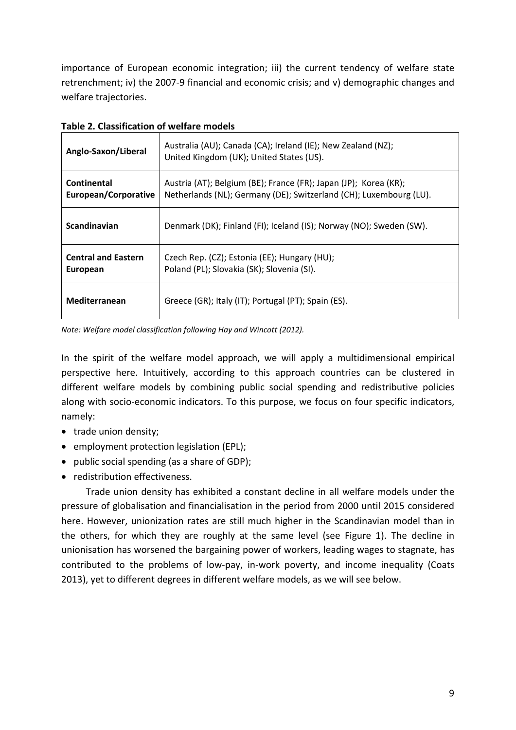importance of European economic integration; iii) the current tendency of welfare state retrenchment; iv) the 2007-9 financial and economic crisis; and v) demographic changes and welfare trajectories.

**Table 2. Classification of welfare models**

| | |
|---|---|
| **Anglo-Saxon/Liberal** | Australia (AU); Canada (CA); Ireland (IE); New Zealand (NZ); United Kingdom (UK); United States (US). |
| **Continental European/Corporative** | Austria (AT); Belgium (BE); France (FR); Japan (JP); Korea (KR); Netherlands (NL); Germany (DE); Switzerland (CH); Luxembourg (LU). |
| **Scandinavian** | Denmark (DK); Finland (FI); Iceland (IS); Norway (NO); Sweden (SW). |
| **Central and Eastern European** | Czech Rep. (CZ); Estonia (EE); Hungary (HU); Poland (PL); Slovakia (SK); Slovenia (SI). |
| **Mediterranean** | Greece (GR); Italy (IT); Portugal (PT); Spain (ES). |

*Note: Welfare model classification following Hay and Wincott (2012).*

In the spirit of the welfare model approach, we will apply a multidimensional empirical perspective here. Intuitively, according to this approach countries can be clustered in different welfare models by combining public social spending and redistributive policies along with socio-economic indicators. To this purpose, we focus on four specific indicators, namely:

- trade union density;
- employment protection legislation (EPL);
- public social spending (as a share of GDP);
- redistribution effectiveness.

Trade union density has exhibited a constant decline in all welfare models under the pressure of globalisation and financialisation in the period from 2000 until 2015 considered here. However, unionization rates are still much higher in the Scandinavian model than in the others, for which they are roughly at the same level (see Figure 1). The decline in unionisation has worsened the bargaining power of workers, leading wages to stagnate, has contributed to the problems of low-pay, in-work poverty, and income inequality (Coats 2013), yet to different degrees in different welfare models, as we will see below.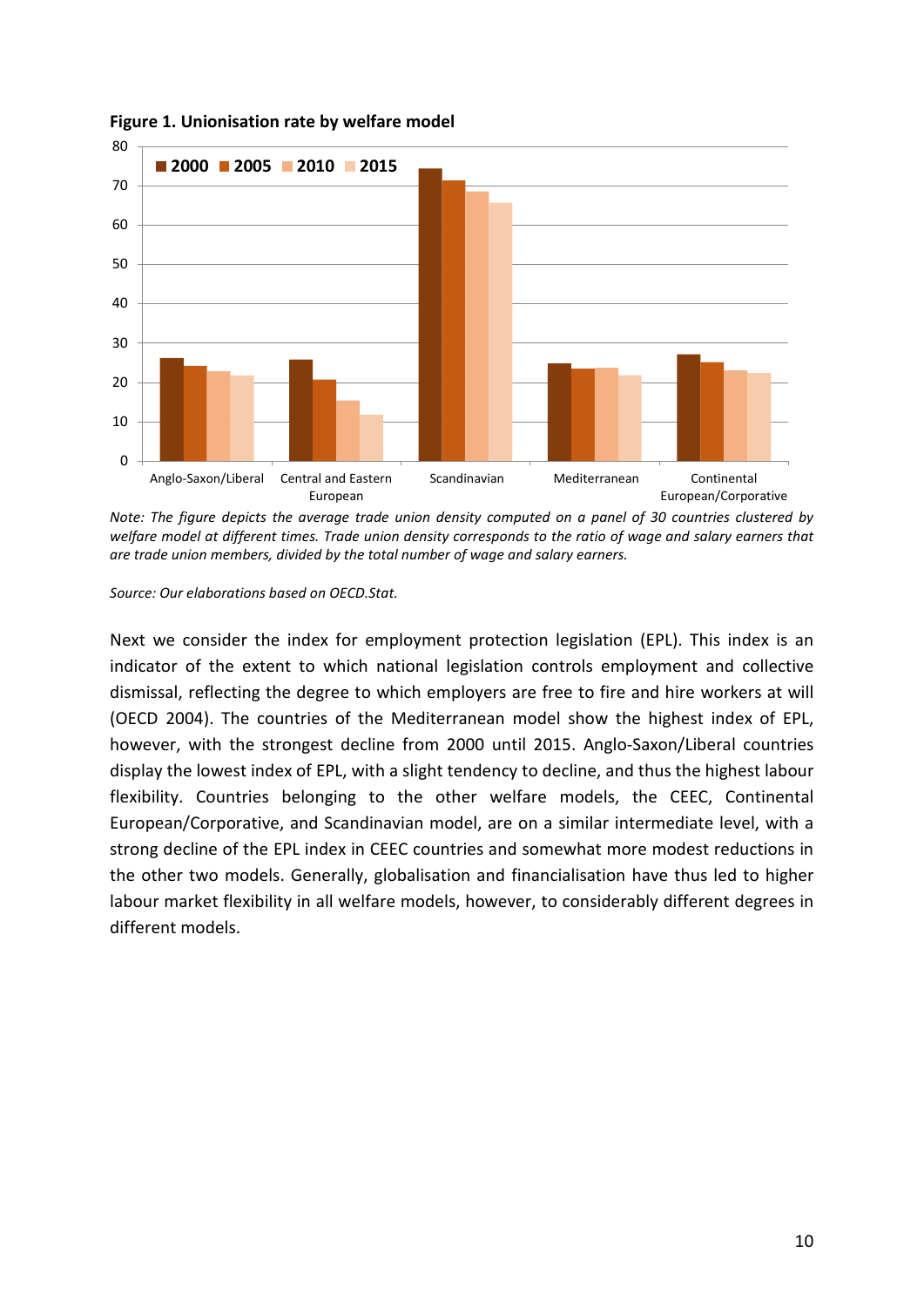**Figure 1. Unionisation rate by welfare model**

*Note: The figure depicts the average trade union density computed on a panel of 30 countries clustered by welfare model at different times. Trade union density corresponds to the ratio of wage and salary earners that are trade union members, divided by the total number of wage and salary earners.*

*Source: Our elaborations based on OECD.Stat.*

Next we consider the index for employment protection legislation (EPL). This index is an indicator of the extent to which national legislation controls employment and collective dismissal, reflecting the degree to which employers are free to fire and hire workers at will (OECD 2004). The countries of the Mediterranean model show the highest index of EPL, however, with the strongest decline from 2000 until 2015. Anglo-Saxon/Liberal countries display the lowest index of EPL, with a slight tendency to decline, and thus the highest labour flexibility. Countries belonging to the other welfare models, the CEEC, Continental European/Corporative, and Scandinavian model, are on a similar intermediate level, with a strong decline of the EPL index in CEEC countries and somewhat more modest reductions in the other two models. Generally, globalisation and financialisation have thus led to higher labour market flexibility in all welfare models, however, to considerably different degrees in different models.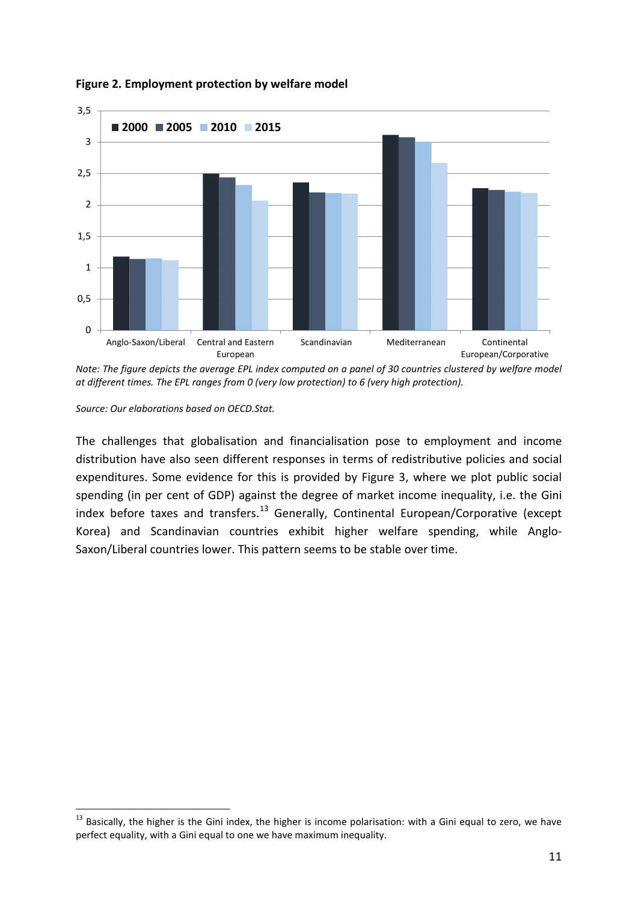**Figure 2. Employment protection by welfare model**

*Note: The figure depicts the average EPL index computed on a panel of 30 countries clustered by welfare model at different times. The EPL ranges from 0 (very low protection) to 6 (very high protection).*

*Source: Our elaborations based on OECD.Stat.*

The challenges that globalisation and financialisation pose to employment and income distribution have also seen different responses in terms of redistributive policies and social expenditures. Some evidence for this is provided by Figure 3, where we plot public social spending (in per cent of GDP) against the degree of market income inequality, i.e. the Gini index before taxes and transfers.[13] Generally, Continental European/Corporative (except Korea) and Scandinavian countries exhibit higher welfare spending, while Anglo-Saxon/Liberal countries lower. This pattern seems to be stable over time.

[13] Basically, the higher is the Gini index, the higher is income polarisation: with a Gini equal to zero, we have perfect equality, with a Gini equal to one we have maximum inequality.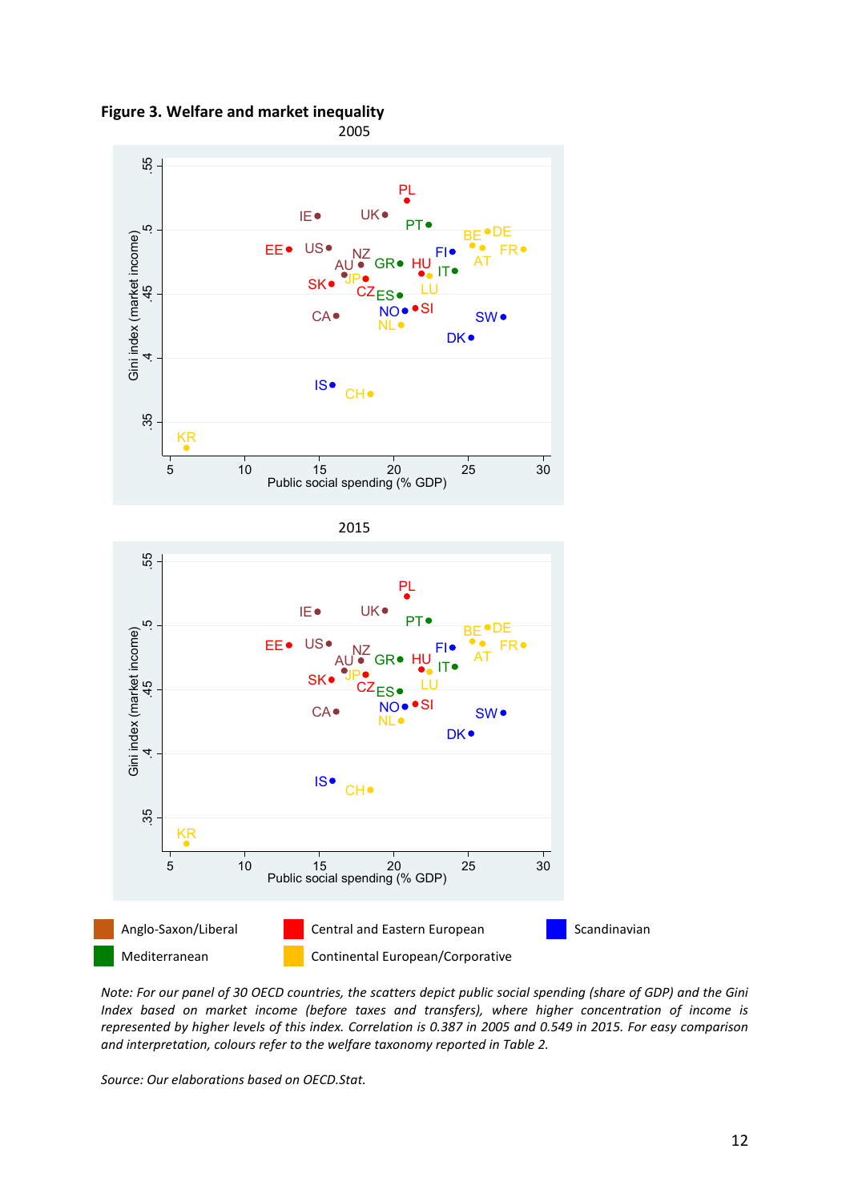**Figure 3. Welfare and market inequality**

2005

2015

Anglo-Saxon/Liberal | Central and Eastern European | Scandinavian | Mediterranean | Continental European/Corporative

*Note: For our panel of 30 OECD countries, the scatters depict public social spending (share of GDP) and the Gini Index based on market income (before taxes and transfers), where higher concentration of income is represented by higher levels of this index. Correlation is 0.387 in 2005 and 0.549 in 2015. For easy comparison and interpretation, colours refer to the welfare taxonomy reported in Table 2.*

*Source: Our elaborations based on OECD.Stat.*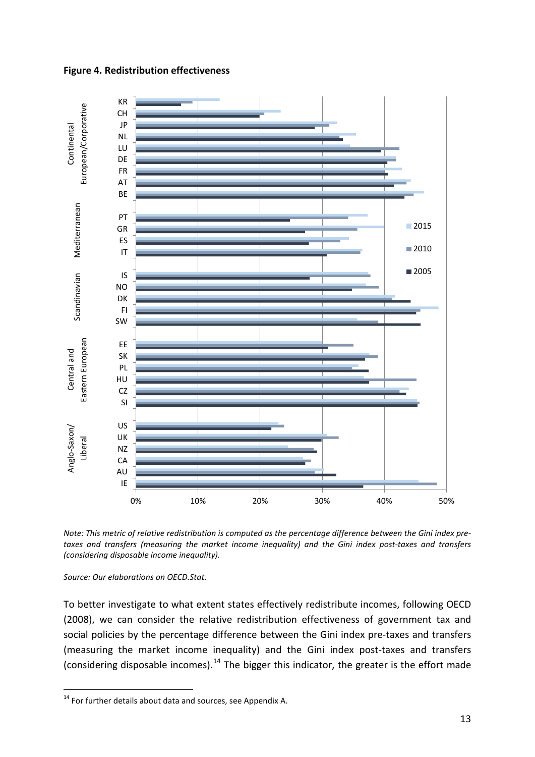**Figure 4. Redistribution effectiveness**

*Note: This metric of relative redistribution is computed as the percentage difference between the Gini index pre-taxes and transfers (measuring the market income inequality) and the Gini index post-taxes and transfers (considering disposable income inequality).*

*Source: Our elaborations on OECD.Stat.*

To better investigate to what extent states effectively redistribute incomes, following OECD (2008), we can consider the relative redistribution effectiveness of government tax and social policies by the percentage difference between the Gini index pre-taxes and transfers (measuring the market income inequality) and the Gini index post-taxes and transfers (considering disposable incomes).[14] The bigger this indicator, the greater is the effort made

[14] For further details about data and sources, see Appendix A.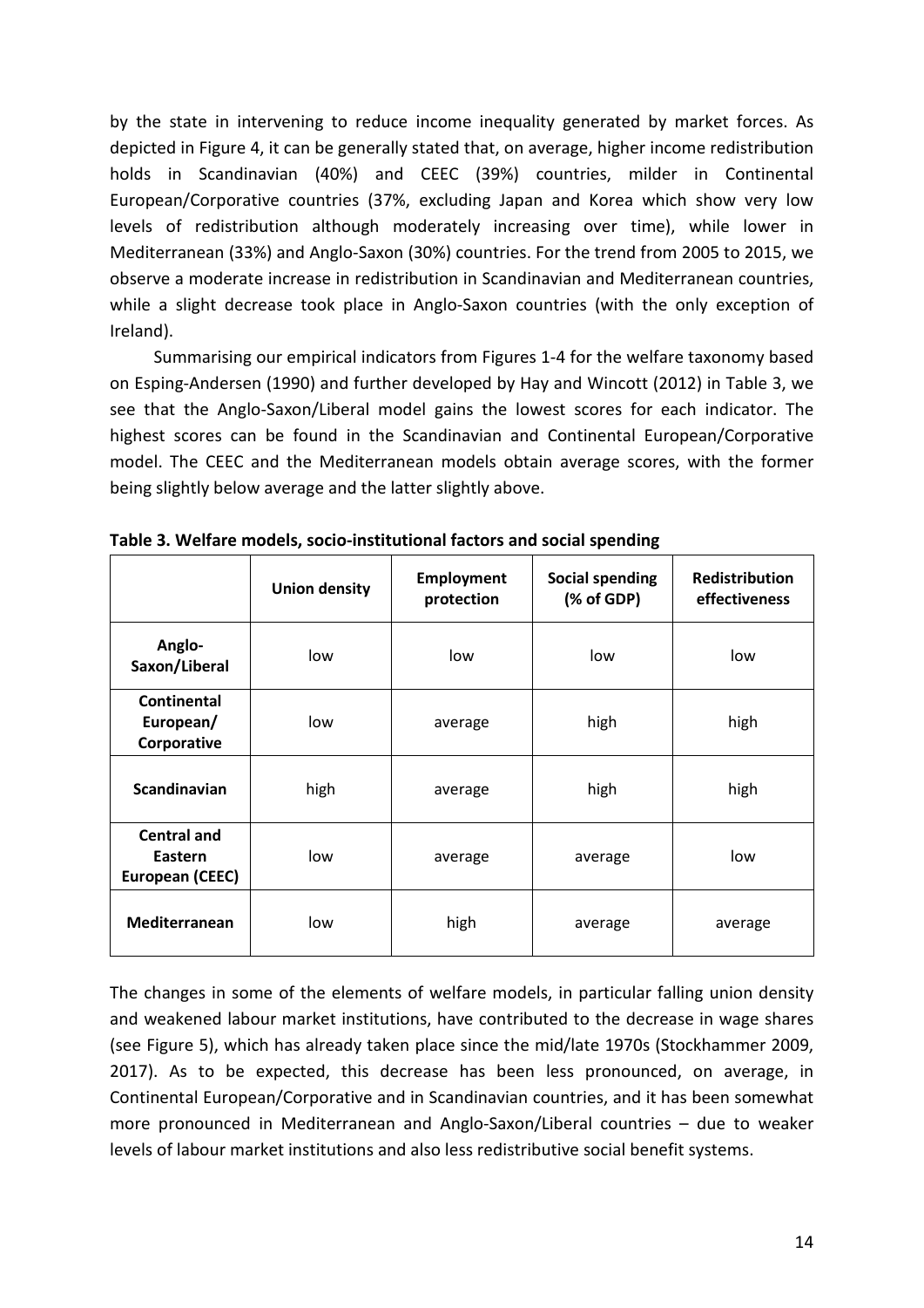by the state in intervening to reduce income inequality generated by market forces. As depicted in Figure 4, it can be generally stated that, on average, higher income redistribution holds in Scandinavian (40%) and CEEC (39%) countries, milder in Continental European/Corporative countries (37%, excluding Japan and Korea which show very low levels of redistribution although moderately increasing over time), while lower in Mediterranean (33%) and Anglo-Saxon (30%) countries. For the trend from 2005 to 2015, we observe a moderate increase in redistribution in Scandinavian and Mediterranean countries, while a slight decrease took place in Anglo-Saxon countries (with the only exception of Ireland).

Summarising our empirical indicators from Figures 1-4 for the welfare taxonomy based on Esping-Andersen (1990) and further developed by Hay and Wincott (2012) in Table 3, we see that the Anglo-Saxon/Liberal model gains the lowest scores for each indicator. The highest scores can be found in the Scandinavian and Continental European/Corporative model. The CEEC and the Mediterranean models obtain average scores, with the former being slightly below average and the latter slightly above.

**Table 3. Welfare models, socio-institutional factors and social spending**

| | **Union density** | **Employment protection** | **Social spending (% of GDP)** | **Redistribution effectiveness** |
|---|---|---|---|---|
| **Anglo-Saxon/Liberal** | low | low | low | low |
| **Continental European/ Corporative** | low | average | high | high |
| **Scandinavian** | high | average | high | high |
| **Central and Eastern European (CEEC)** | low | average | average | low |
| **Mediterranean** | low | high | average | average |

The changes in some of the elements of welfare models, in particular falling union density and weakened labour market institutions, have contributed to the decrease in wage shares (see Figure 5), which has already taken place since the mid/late 1970s (Stockhammer 2009, 2017). As to be expected, this decrease has been less pronounced, on average, in Continental European/Corporative and in Scandinavian countries, and it has been somewhat more pronounced in Mediterranean and Anglo-Saxon/Liberal countries – due to weaker levels of labour market institutions and also less redistributive social benefit systems.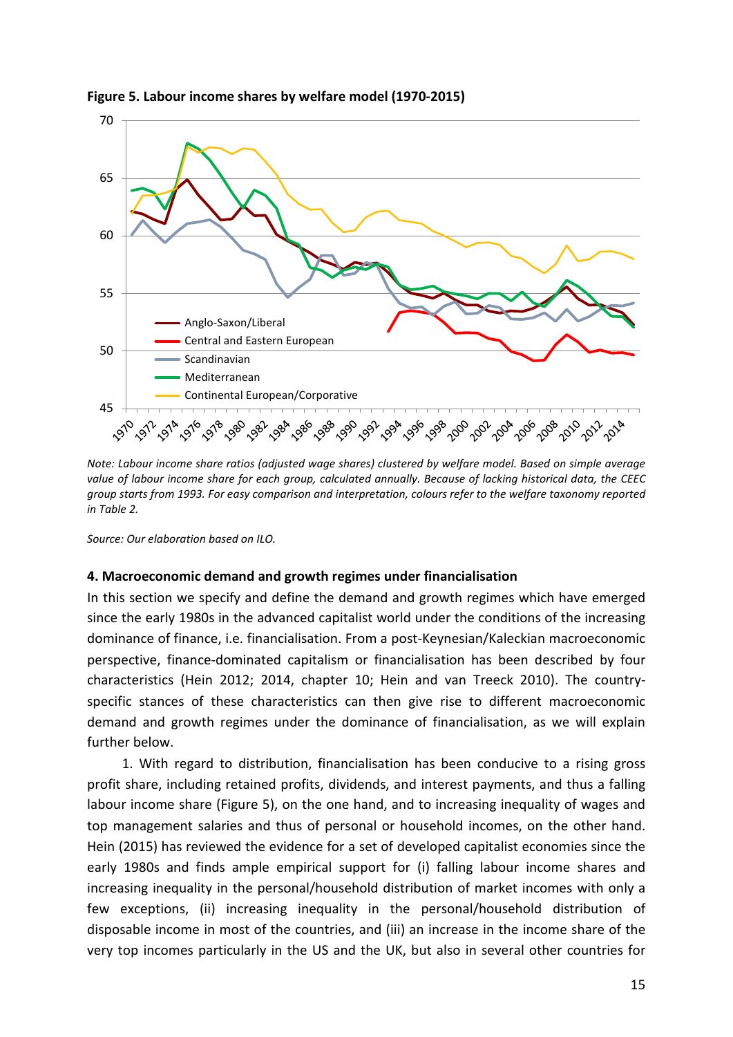**Figure 5. Labour income shares by welfare model (1970-2015)**

*Note: Labour income share ratios (adjusted wage shares) clustered by welfare model. Based on simple average value of labour income share for each group, calculated annually. Because of lacking historical data, the CEEC group starts from 1993. For easy comparison and interpretation, colours refer to the welfare taxonomy reported in Table 2.*

*Source: Our elaboration based on ILO.*

### 4. Macroeconomic demand and growth regimes under financialisation

In this section we specify and define the demand and growth regimes which have emerged since the early 1980s in the advanced capitalist world under the conditions of the increasing dominance of finance, i.e. financialisation. From a post-Keynesian/Kaleckian macroeconomic perspective, finance-dominated capitalism or financialisation has been described by four characteristics (Hein 2012; 2014, chapter 10; Hein and van Treeck 2010). The country-specific stances of these characteristics can then give rise to different macroeconomic demand and growth regimes under the dominance of financialisation, as we will explain further below.

1. With regard to distribution, financialisation has been conducive to a rising gross profit share, including retained profits, dividends, and interest payments, and thus a falling labour income share (Figure 5), on the one hand, and to increasing inequality of wages and top management salaries and thus of personal or household incomes, on the other hand. Hein (2015) has reviewed the evidence for a set of developed capitalist economies since the early 1980s and finds ample empirical support for (i) falling labour income shares and increasing inequality in the personal/household distribution of market incomes with only a few exceptions, (ii) increasing inequality in the personal/household distribution of disposable income in most of the countries, and (iii) an increase in the income share of the very top incomes particularly in the US and the UK, but also in several other countries for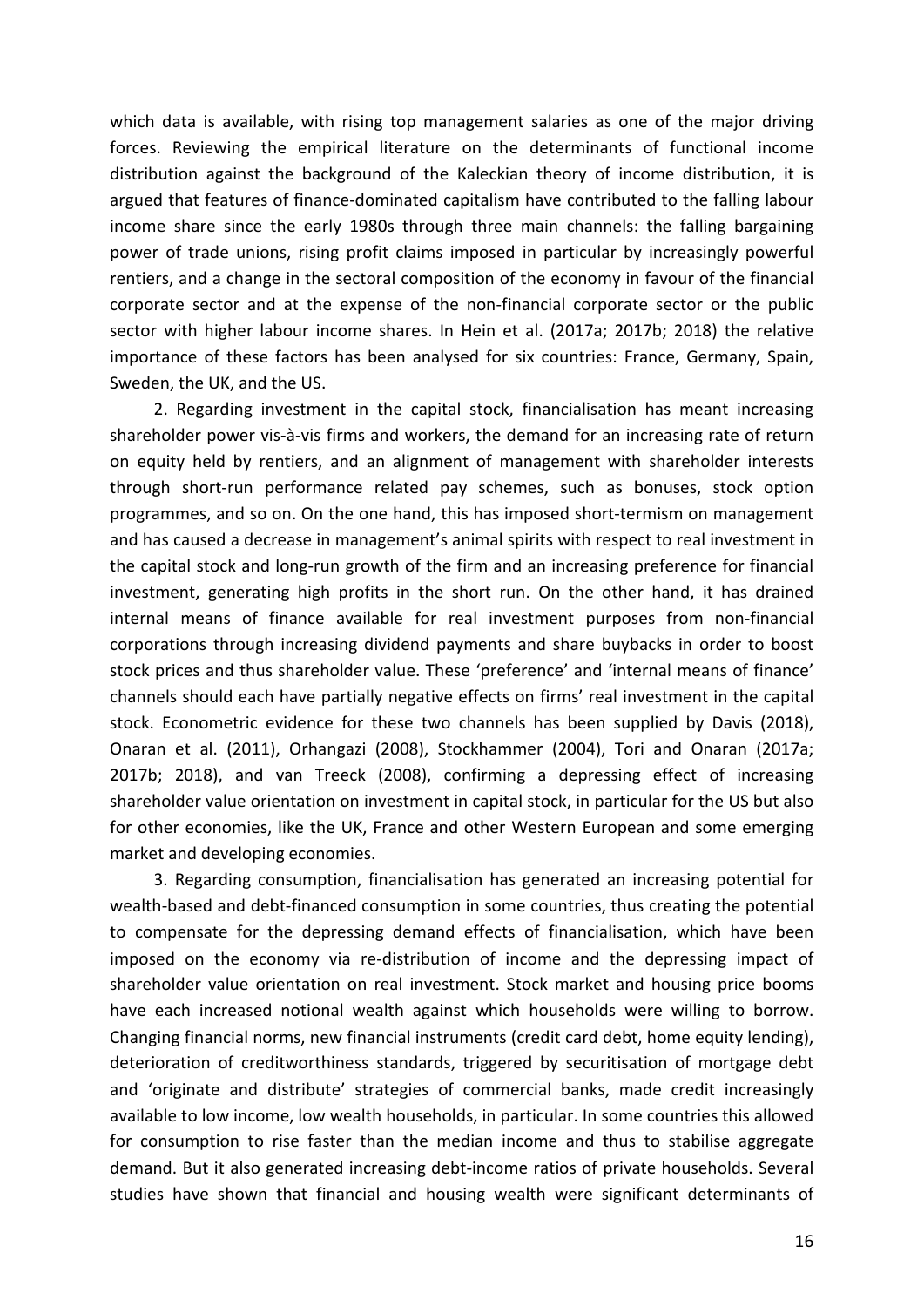which data is available, with rising top management salaries as one of the major driving forces. Reviewing the empirical literature on the determinants of functional income distribution against the background of the Kaleckian theory of income distribution, it is argued that features of finance-dominated capitalism have contributed to the falling labour income share since the early 1980s through three main channels: the falling bargaining power of trade unions, rising profit claims imposed in particular by increasingly powerful rentiers, and a change in the sectoral composition of the economy in favour of the financial corporate sector and at the expense of the non-financial corporate sector or the public sector with higher labour income shares. In Hein et al. (2017a; 2017b; 2018) the relative importance of these factors has been analysed for six countries: France, Germany, Spain, Sweden, the UK, and the US.

2. Regarding investment in the capital stock, financialisation has meant increasing shareholder power vis-à-vis firms and workers, the demand for an increasing rate of return on equity held by rentiers, and an alignment of management with shareholder interests through short-run performance related pay schemes, such as bonuses, stock option programmes, and so on. On the one hand, this has imposed short-termism on management and has caused a decrease in management's animal spirits with respect to real investment in the capital stock and long-run growth of the firm and an increasing preference for financial investment, generating high profits in the short run. On the other hand, it has drained internal means of finance available for real investment purposes from non-financial corporations through increasing dividend payments and share buybacks in order to boost stock prices and thus shareholder value. These 'preference' and 'internal means of finance' channels should each have partially negative effects on firms' real investment in the capital stock. Econometric evidence for these two channels has been supplied by Davis (2018), Onaran et al. (2011), Orhangazi (2008), Stockhammer (2004), Tori and Onaran (2017a; 2017b; 2018), and van Treeck (2008), confirming a depressing effect of increasing shareholder value orientation on investment in capital stock, in particular for the US but also for other economies, like the UK, France and other Western European and some emerging market and developing economies.

3. Regarding consumption, financialisation has generated an increasing potential for wealth-based and debt-financed consumption in some countries, thus creating the potential to compensate for the depressing demand effects of financialisation, which have been imposed on the economy via re-distribution of income and the depressing impact of shareholder value orientation on real investment. Stock market and housing price booms have each increased notional wealth against which households were willing to borrow. Changing financial norms, new financial instruments (credit card debt, home equity lending), deterioration of creditworthiness standards, triggered by securitisation of mortgage debt and 'originate and distribute' strategies of commercial banks, made credit increasingly available to low income, low wealth households, in particular. In some countries this allowed for consumption to rise faster than the median income and thus to stabilise aggregate demand. But it also generated increasing debt-income ratios of private households. Several studies have shown that financial and housing wealth were significant determinants of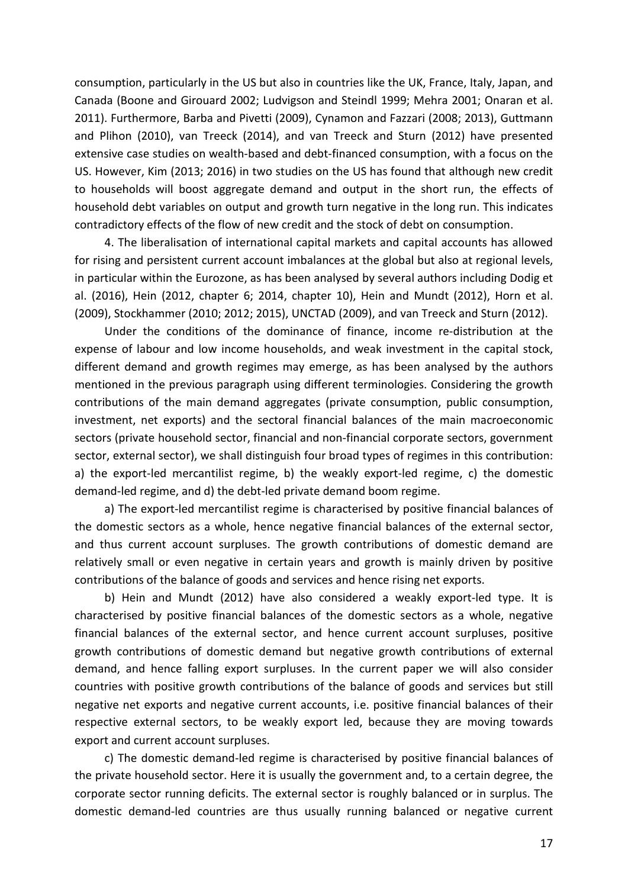consumption, particularly in the US but also in countries like the UK, France, Italy, Japan, and Canada (Boone and Girouard 2002; Ludvigson and Steindl 1999; Mehra 2001; Onaran et al. 2011). Furthermore, Barba and Pivetti (2009), Cynamon and Fazzari (2008; 2013), Guttmann and Plihon (2010), van Treeck (2014), and van Treeck and Sturn (2012) have presented extensive case studies on wealth-based and debt-financed consumption, with a focus on the US. However, Kim (2013; 2016) in two studies on the US has found that although new credit to households will boost aggregate demand and output in the short run, the effects of household debt variables on output and growth turn negative in the long run. This indicates contradictory effects of the flow of new credit and the stock of debt on consumption.

4. The liberalisation of international capital markets and capital accounts has allowed for rising and persistent current account imbalances at the global but also at regional levels, in particular within the Eurozone, as has been analysed by several authors including Dodig et al. (2016), Hein (2012, chapter 6; 2014, chapter 10), Hein and Mundt (2012), Horn et al. (2009), Stockhammer (2010; 2012; 2015), UNCTAD (2009), and van Treeck and Sturn (2012).

Under the conditions of the dominance of finance, income re-distribution at the expense of labour and low income households, and weak investment in the capital stock, different demand and growth regimes may emerge, as has been analysed by the authors mentioned in the previous paragraph using different terminologies. Considering the growth contributions of the main demand aggregates (private consumption, public consumption, investment, net exports) and the sectoral financial balances of the main macroeconomic sectors (private household sector, financial and non-financial corporate sectors, government sector, external sector), we shall distinguish four broad types of regimes in this contribution: a) the export-led mercantilist regime, b) the weakly export-led regime, c) the domestic demand-led regime, and d) the debt-led private demand boom regime.

a) The export-led mercantilist regime is characterised by positive financial balances of the domestic sectors as a whole, hence negative financial balances of the external sector, and thus current account surpluses. The growth contributions of domestic demand are relatively small or even negative in certain years and growth is mainly driven by positive contributions of the balance of goods and services and hence rising net exports.

b) Hein and Mundt (2012) have also considered a weakly export-led type. It is characterised by positive financial balances of the domestic sectors as a whole, negative financial balances of the external sector, and hence current account surpluses, positive growth contributions of domestic demand but negative growth contributions of external demand, and hence falling export surpluses. In the current paper we will also consider countries with positive growth contributions of the balance of goods and services but still negative net exports and negative current accounts, i.e. positive financial balances of their respective external sectors, to be weakly export led, because they are moving towards export and current account surpluses.

c) The domestic demand-led regime is characterised by positive financial balances of the private household sector. Here it is usually the government and, to a certain degree, the corporate sector running deficits. The external sector is roughly balanced or in surplus. The domestic demand-led countries are thus usually running balanced or negative current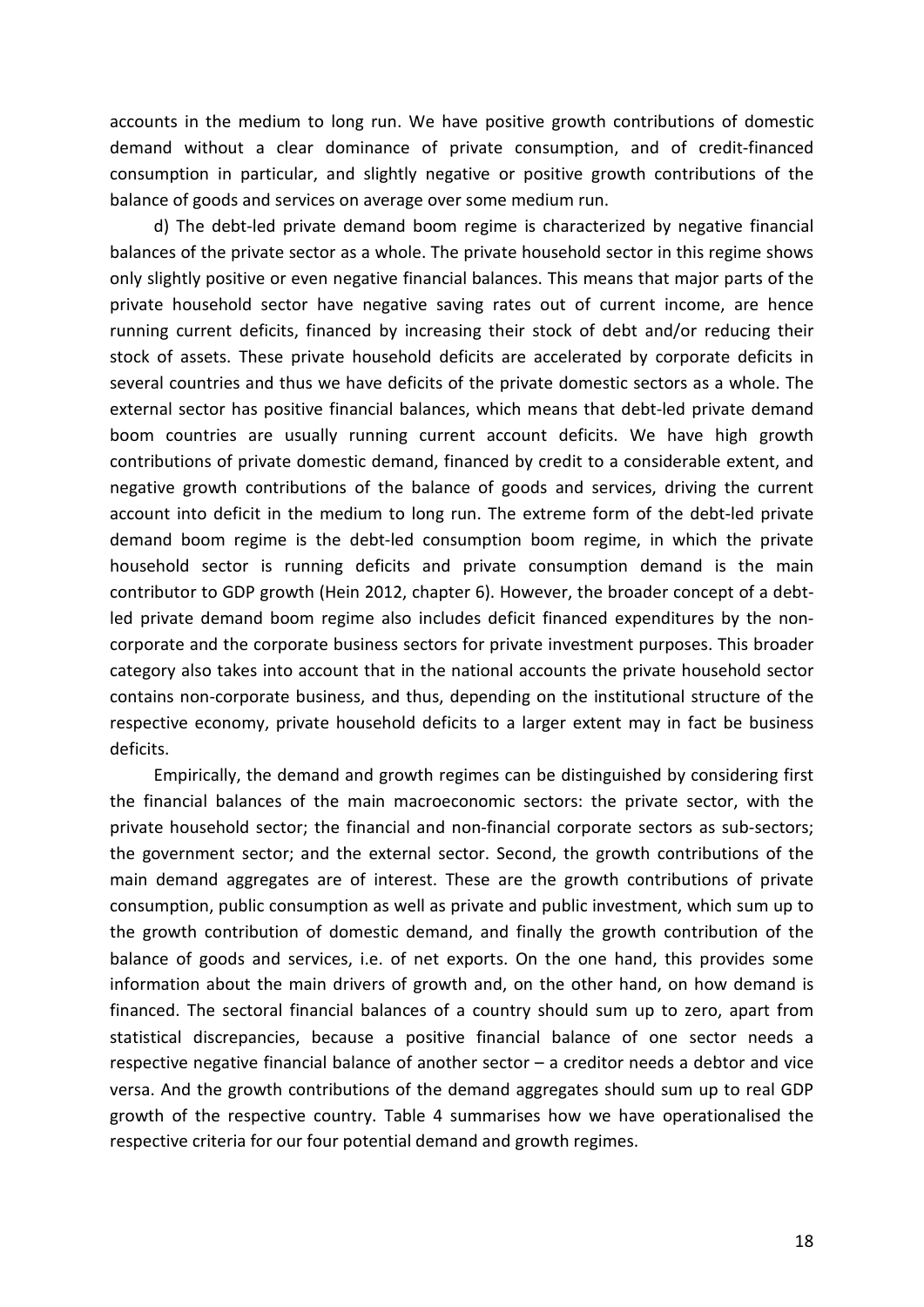accounts in the medium to long run. We have positive growth contributions of domestic demand without a clear dominance of private consumption, and of credit-financed consumption in particular, and slightly negative or positive growth contributions of the balance of goods and services on average over some medium run.

d) The debt-led private demand boom regime is characterized by negative financial balances of the private sector as a whole. The private household sector in this regime shows only slightly positive or even negative financial balances. This means that major parts of the private household sector have negative saving rates out of current income, are hence running current deficits, financed by increasing their stock of debt and/or reducing their stock of assets. These private household deficits are accelerated by corporate deficits in several countries and thus we have deficits of the private domestic sectors as a whole. The external sector has positive financial balances, which means that debt-led private demand boom countries are usually running current account deficits. We have high growth contributions of private domestic demand, financed by credit to a considerable extent, and negative growth contributions of the balance of goods and services, driving the current account into deficit in the medium to long run. The extreme form of the debt-led private demand boom regime is the debt-led consumption boom regime, in which the private household sector is running deficits and private consumption demand is the main contributor to GDP growth (Hein 2012, chapter 6). However, the broader concept of a debt-led private demand boom regime also includes deficit financed expenditures by the non-corporate and the corporate business sectors for private investment purposes. This broader category also takes into account that in the national accounts the private household sector contains non-corporate business, and thus, depending on the institutional structure of the respective economy, private household deficits to a larger extent may in fact be business deficits.

Empirically, the demand and growth regimes can be distinguished by considering first the financial balances of the main macroeconomic sectors: the private sector, with the private household sector; the financial and non-financial corporate sectors as sub-sectors; the government sector; and the external sector. Second, the growth contributions of the main demand aggregates are of interest. These are the growth contributions of private consumption, public consumption as well as private and public investment, which sum up to the growth contribution of domestic demand, and finally the growth contribution of the balance of goods and services, i.e. of net exports. On the one hand, this provides some information about the main drivers of growth and, on the other hand, on how demand is financed. The sectoral financial balances of a country should sum up to zero, apart from statistical discrepancies, because a positive financial balance of one sector needs a respective negative financial balance of another sector – a creditor needs a debtor and vice versa. And the growth contributions of the demand aggregates should sum up to real GDP growth of the respective country. Table 4 summarises how we have operationalised the respective criteria for our four potential demand and growth regimes.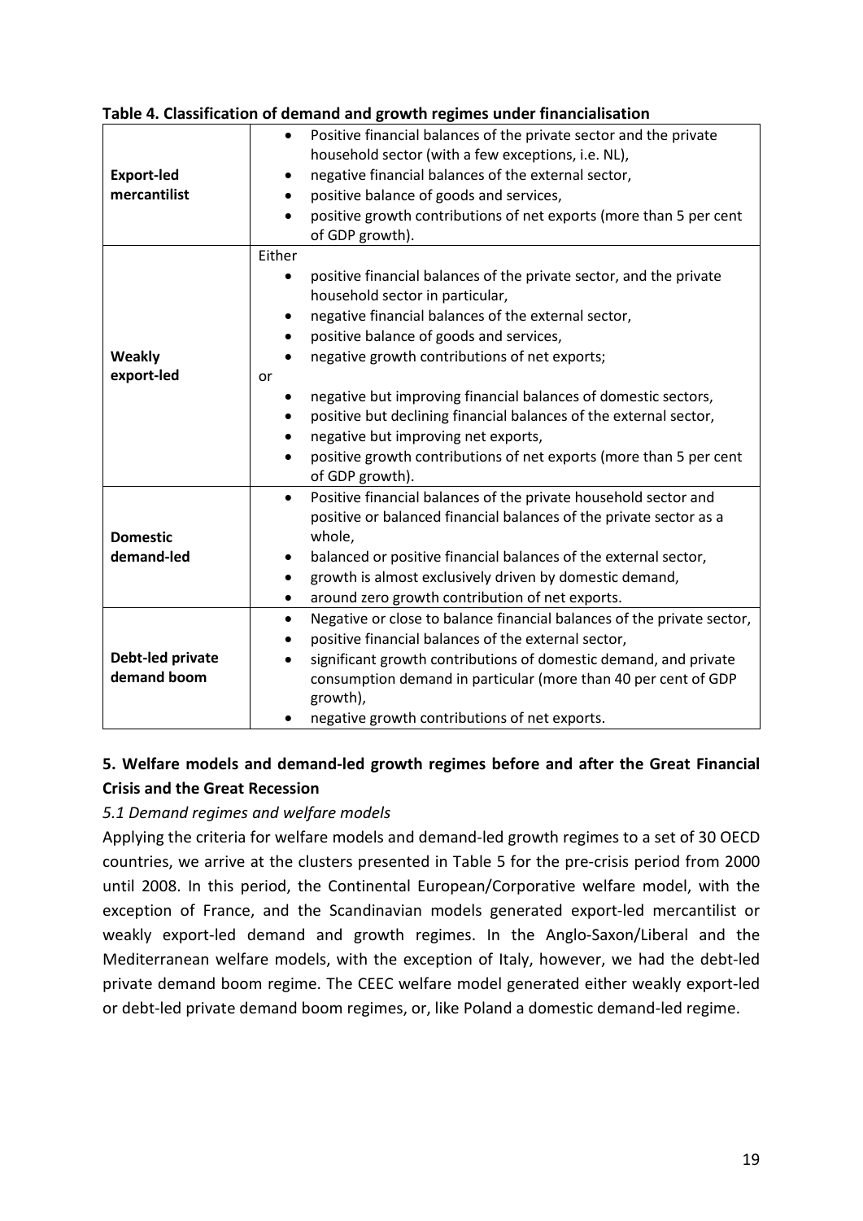**Table 4. Classification of demand and growth regimes under financialisation**

| | |
|---|---|
| **Export-led mercantilist** | • Positive financial balances of the private sector and the private household sector (with a few exceptions, i.e. NL),<br>• negative financial balances of the external sector,<br>• positive balance of goods and services,<br>• positive growth contributions of net exports (more than 5 per cent of GDP growth). |
| **Weakly export-led** | Either<br>• positive financial balances of the private sector, and the private household sector in particular,<br>• negative financial balances of the external sector,<br>• positive balance of goods and services,<br>• negative growth contributions of net exports;<br>or<br>• negative but improving financial balances of domestic sectors,<br>• positive but declining financial balances of the external sector,<br>• negative but improving net exports,<br>• positive growth contributions of net exports (more than 5 per cent of GDP growth). |
| **Domestic demand-led** | • Positive financial balances of the private household sector and positive or balanced financial balances of the private sector as a whole,<br>• balanced or positive financial balances of the external sector,<br>• growth is almost exclusively driven by domestic demand,<br>• around zero growth contribution of net exports. |
| **Debt-led private demand boom** | • Negative or close to balance financial balances of the private sector,<br>• positive financial balances of the external sector,<br>• significant growth contributions of domestic demand, and private consumption demand in particular (more than 40 per cent of GDP growth),<br>• negative growth contributions of net exports. |

## 5. Welfare models and demand-led growth regimes before and after the Great Financial Crisis and the Great Recession

### *5.1 Demand regimes and welfare models*

Applying the criteria for welfare models and demand-led growth regimes to a set of 30 OECD countries, we arrive at the clusters presented in Table 5 for the pre-crisis period from 2000 until 2008. In this period, the Continental European/Corporative welfare model, with the exception of France, and the Scandinavian models generated export-led mercantilist or weakly export-led demand and growth regimes. In the Anglo-Saxon/Liberal and the Mediterranean welfare models, with the exception of Italy, however, we had the debt-led private demand boom regime. The CEEC welfare model generated either weakly export-led or debt-led private demand boom regimes, or, like Poland a domestic demand-led regime.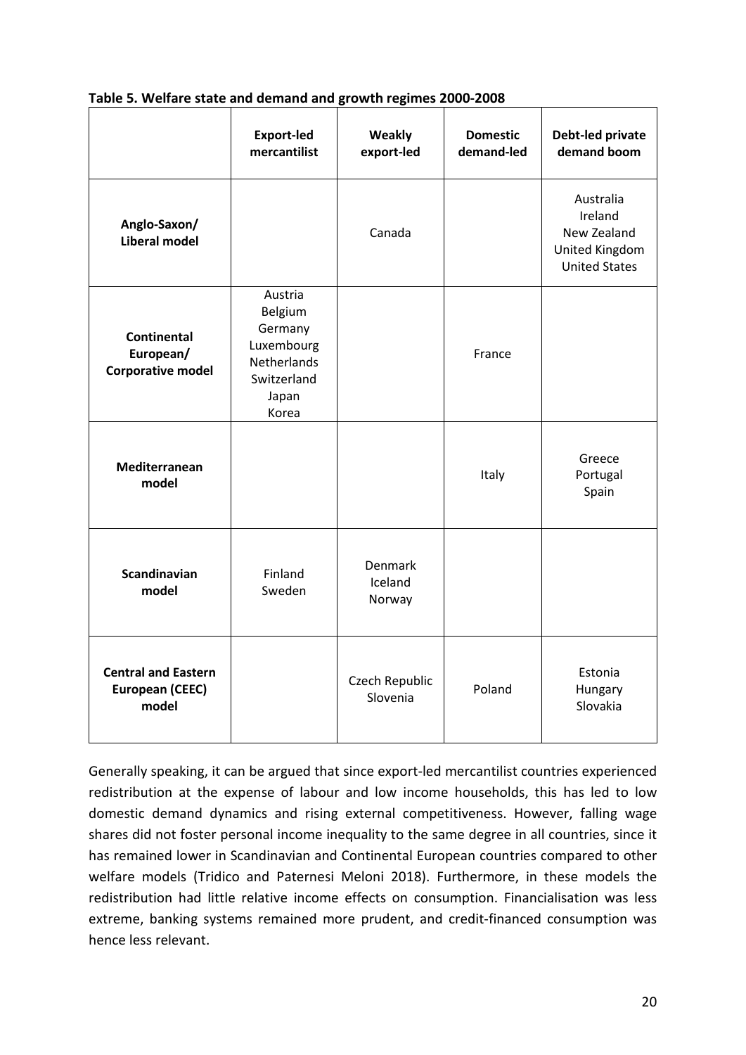**Table 5. Welfare state and demand and growth regimes 2000-2008**

| | Export-led mercantilist | Weakly export-led | Domestic demand-led | Debt-led private demand boom |
|---|---|---|---|---|
| **Anglo-Saxon/ Liberal model** | | Canada | | Australia<br>Ireland<br>New Zealand<br>United Kingdom<br>United States |
| **Continental European/ Corporative model** | Austria<br>Belgium<br>Germany<br>Luxembourg<br>Netherlands<br>Switzerland<br>Japan<br>Korea | | France | |
| **Mediterranean model** | | | Italy | Greece<br>Portugal<br>Spain |
| **Scandinavian model** | Finland<br>Sweden | Denmark<br>Iceland<br>Norway | | |
| **Central and Eastern European (CEEC) model** | | Czech Republic<br>Slovenia | Poland | Estonia<br>Hungary<br>Slovakia |

Generally speaking, it can be argued that since export-led mercantilist countries experienced redistribution at the expense of labour and low income households, this has led to low domestic demand dynamics and rising external competitiveness. However, falling wage shares did not foster personal income inequality to the same degree in all countries, since it has remained lower in Scandinavian and Continental European countries compared to other welfare models (Tridico and Paternesi Meloni 2018). Furthermore, in these models the redistribution had little relative income effects on consumption. Financialisation was less extreme, banking systems remained more prudent, and credit-financed consumption was hence less relevant.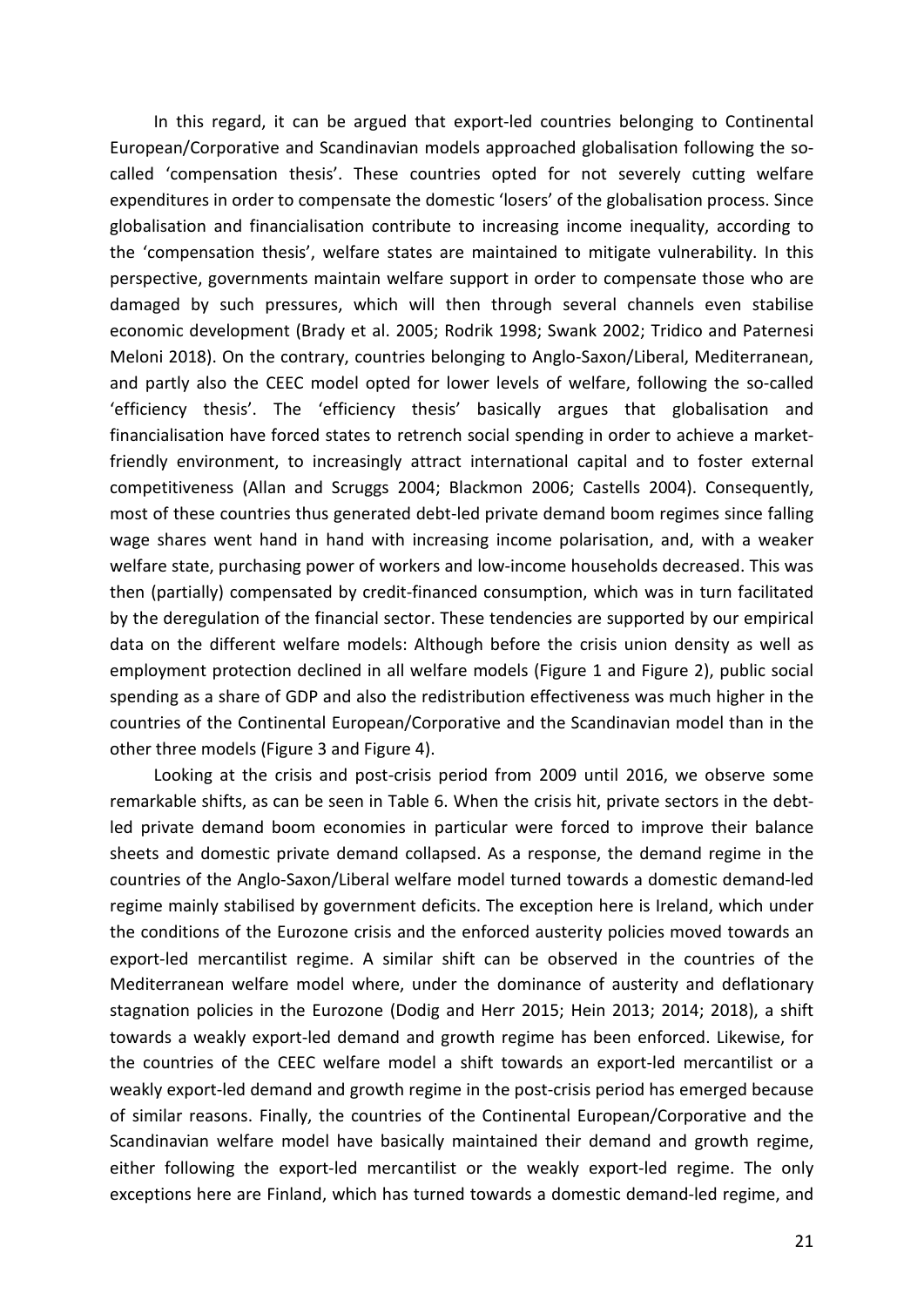In this regard, it can be argued that export-led countries belonging to Continental European/Corporative and Scandinavian models approached globalisation following the so-called 'compensation thesis'. These countries opted for not severely cutting welfare expenditures in order to compensate the domestic 'losers' of the globalisation process. Since globalisation and financialisation contribute to increasing income inequality, according to the 'compensation thesis', welfare states are maintained to mitigate vulnerability. In this perspective, governments maintain welfare support in order to compensate those who are damaged by such pressures, which will then through several channels even stabilise economic development (Brady et al. 2005; Rodrik 1998; Swank 2002; Tridico and Paternesi Meloni 2018). On the contrary, countries belonging to Anglo-Saxon/Liberal, Mediterranean, and partly also the CEEC model opted for lower levels of welfare, following the so-called 'efficiency thesis'. The 'efficiency thesis' basically argues that globalisation and financialisation have forced states to retrench social spending in order to achieve a market-friendly environment, to increasingly attract international capital and to foster external competitiveness (Allan and Scruggs 2004; Blackmon 2006; Castells 2004). Consequently, most of these countries thus generated debt-led private demand boom regimes since falling wage shares went hand in hand with increasing income polarisation, and, with a weaker welfare state, purchasing power of workers and low-income households decreased. This was then (partially) compensated by credit-financed consumption, which was in turn facilitated by the deregulation of the financial sector. These tendencies are supported by our empirical data on the different welfare models: Although before the crisis union density as well as employment protection declined in all welfare models (Figure 1 and Figure 2), public social spending as a share of GDP and also the redistribution effectiveness was much higher in the countries of the Continental European/Corporative and the Scandinavian model than in the other three models (Figure 3 and Figure 4).

Looking at the crisis and post-crisis period from 2009 until 2016, we observe some remarkable shifts, as can be seen in Table 6. When the crisis hit, private sectors in the debt-led private demand boom economies in particular were forced to improve their balance sheets and domestic private demand collapsed. As a response, the demand regime in the countries of the Anglo-Saxon/Liberal welfare model turned towards a domestic demand-led regime mainly stabilised by government deficits. The exception here is Ireland, which under the conditions of the Eurozone crisis and the enforced austerity policies moved towards an export-led mercantilist regime. A similar shift can be observed in the countries of the Mediterranean welfare model where, under the dominance of austerity and deflationary stagnation policies in the Eurozone (Dodig and Herr 2015; Hein 2013; 2014; 2018), a shift towards a weakly export-led demand and growth regime has been enforced. Likewise, for the countries of the CEEC welfare model a shift towards an export-led mercantilist or a weakly export-led demand and growth regime in the post-crisis period has emerged because of similar reasons. Finally, the countries of the Continental European/Corporative and the Scandinavian welfare model have basically maintained their demand and growth regime, either following the export-led mercantilist or the weakly export-led regime. The only exceptions here are Finland, which has turned towards a domestic demand-led regime, and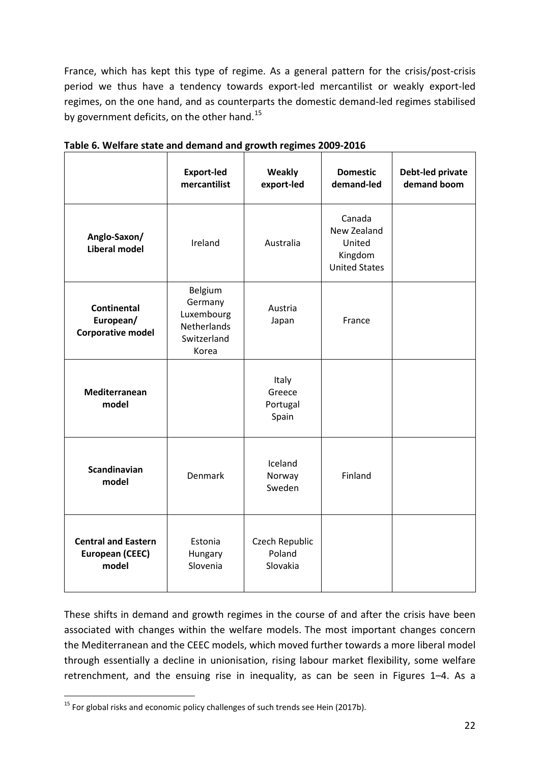France, which has kept this type of regime. As a general pattern for the crisis/post-crisis period we thus have a tendency towards export-led mercantilist or weakly export-led regimes, on the one hand, and as counterparts the domestic demand-led regimes stabilised by government deficits, on the other hand.[15]

**Table 6. Welfare state and demand and growth regimes 2009-2016**

| | Export-led mercantilist | Weakly export-led | Domestic demand-led | Debt-led private demand boom |
|---|---|---|---|---|
| **Anglo-Saxon/ Liberal model** | Ireland | Australia | Canada<br>New Zealand<br>United Kingdom<br>United States | |
| **Continental European/ Corporative model** | Belgium<br>Germany<br>Luxembourg<br>Netherlands<br>Switzerland<br>Korea | Austria<br>Japan | France | |
| **Mediterranean model** | | Italy<br>Greece<br>Portugal<br>Spain | | |
| **Scandinavian model** | Denmark | Iceland<br>Norway<br>Sweden | Finland | |
| **Central and Eastern European (CEEC) model** | Estonia<br>Hungary<br>Slovenia | Czech Republic<br>Poland<br>Slovakia | | |

These shifts in demand and growth regimes in the course of and after the crisis have been associated with changes within the welfare models. The most important changes concern the Mediterranean and the CEEC models, which moved further towards a more liberal model through essentially a decline in unionisation, rising labour market flexibility, some welfare retrenchment, and the ensuing rise in inequality, as can be seen in Figures 1–4. As a

[15] For global risks and economic policy challenges of such trends see Hein (2017b).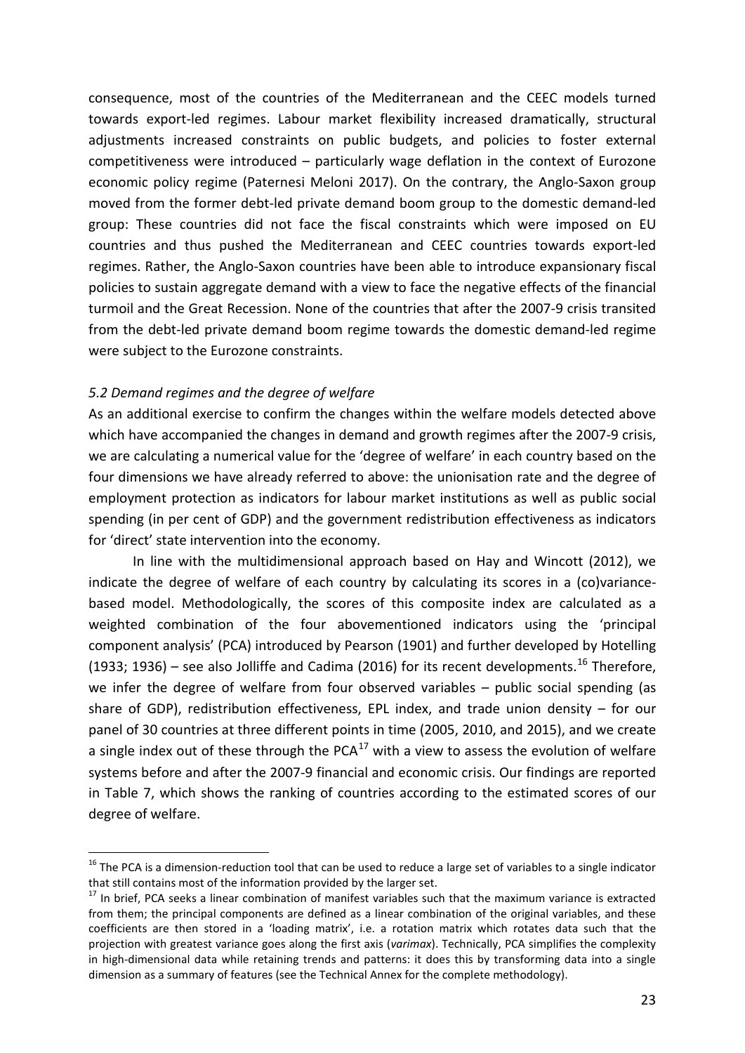consequence, most of the countries of the Mediterranean and the CEEC models turned towards export-led regimes. Labour market flexibility increased dramatically, structural adjustments increased constraints on public budgets, and policies to foster external competitiveness were introduced – particularly wage deflation in the context of Eurozone economic policy regime (Paternesi Meloni 2017). On the contrary, the Anglo-Saxon group moved from the former debt-led private demand boom group to the domestic demand-led group: These countries did not face the fiscal constraints which were imposed on EU countries and thus pushed the Mediterranean and CEEC countries towards export-led regimes. Rather, the Anglo-Saxon countries have been able to introduce expansionary fiscal policies to sustain aggregate demand with a view to face the negative effects of the financial turmoil and the Great Recession. None of the countries that after the 2007-9 crisis transited from the debt-led private demand boom regime towards the domestic demand-led regime were subject to the Eurozone constraints.

### *5.2 Demand regimes and the degree of welfare*

As an additional exercise to confirm the changes within the welfare models detected above which have accompanied the changes in demand and growth regimes after the 2007-9 crisis, we are calculating a numerical value for the 'degree of welfare' in each country based on the four dimensions we have already referred to above: the unionisation rate and the degree of employment protection as indicators for labour market institutions as well as public social spending (in per cent of GDP) and the government redistribution effectiveness as indicators for 'direct' state intervention into the economy.

In line with the multidimensional approach based on Hay and Wincott (2012), we indicate the degree of welfare of each country by calculating its scores in a (co)variance-based model. Methodologically, the scores of this composite index are calculated as a weighted combination of the four abovementioned indicators using the 'principal component analysis' (PCA) introduced by Pearson (1901) and further developed by Hotelling (1933; 1936) – see also Jolliffe and Cadima (2016) for its recent developments.[16] Therefore, we infer the degree of welfare from four observed variables – public social spending (as share of GDP), redistribution effectiveness, EPL index, and trade union density – for our panel of 30 countries at three different points in time (2005, 2010, and 2015), and we create a single index out of these through the PCA[17] with a view to assess the evolution of welfare systems before and after the 2007-9 financial and economic crisis. Our findings are reported in Table 7, which shows the ranking of countries according to the estimated scores of our degree of welfare.

---

[16] The PCA is a dimension-reduction tool that can be used to reduce a large set of variables to a single indicator that still contains most of the information provided by the larger set.

[17] In brief, PCA seeks a linear combination of manifest variables such that the maximum variance is extracted from them; the principal components are defined as a linear combination of the original variables, and these coefficients are then stored in a 'loading matrix', i.e. a rotation matrix which rotates data such that the projection with greatest variance goes along the first axis (*varimax*). Technically, PCA simplifies the complexity in high-dimensional data while retaining trends and patterns: it does this by transforming data into a single dimension as a summary of features (see the Technical Annex for the complete methodology).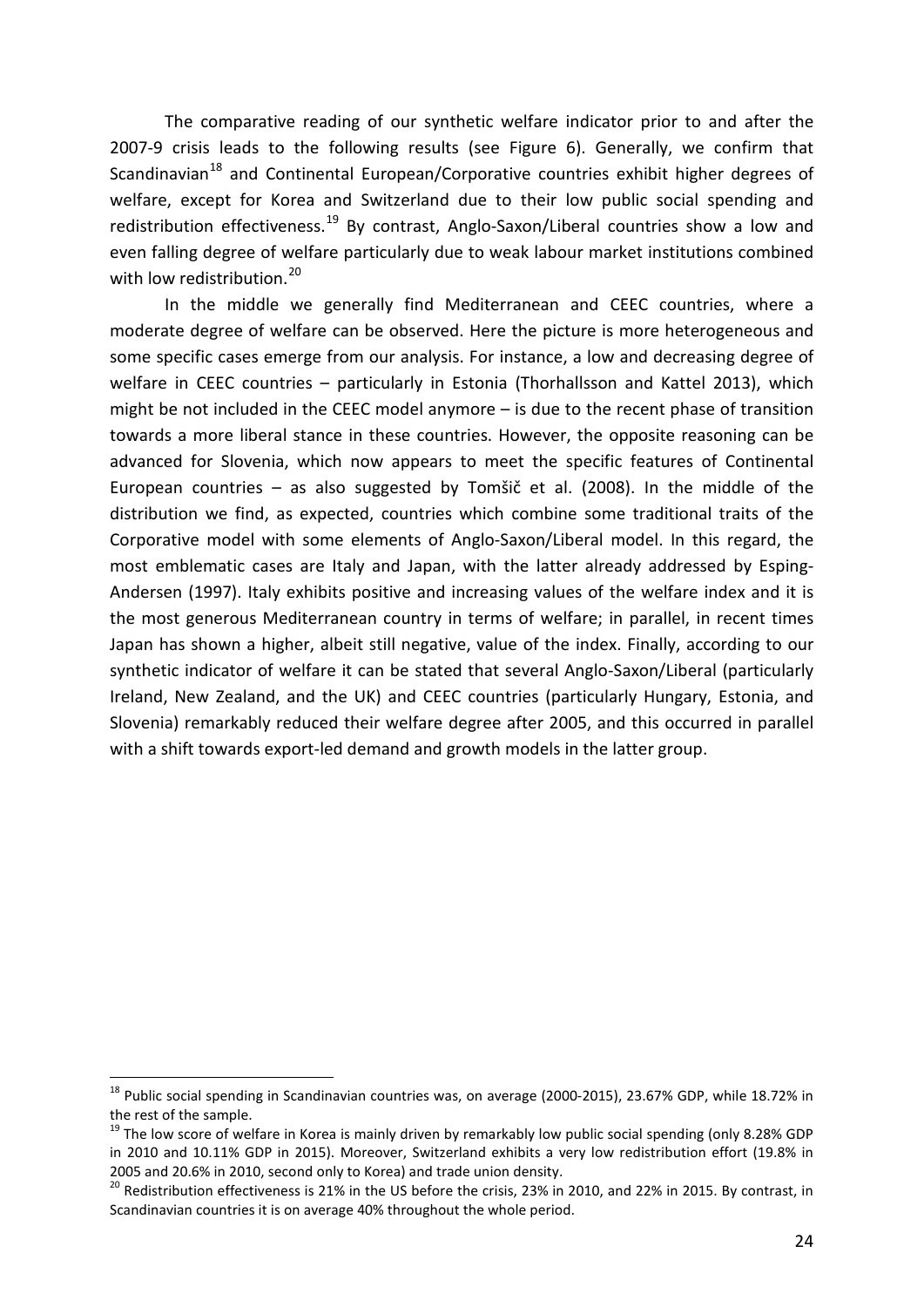The comparative reading of our synthetic welfare indicator prior to and after the 2007-9 crisis leads to the following results (see Figure 6). Generally, we confirm that Scandinavian[18] and Continental European/Corporative countries exhibit higher degrees of welfare, except for Korea and Switzerland due to their low public social spending and redistribution effectiveness.[19] By contrast, Anglo-Saxon/Liberal countries show a low and even falling degree of welfare particularly due to weak labour market institutions combined with low redistribution.[20]

In the middle we generally find Mediterranean and CEEC countries, where a moderate degree of welfare can be observed. Here the picture is more heterogeneous and some specific cases emerge from our analysis. For instance, a low and decreasing degree of welfare in CEEC countries – particularly in Estonia (Thorhallsson and Kattel 2013), which might be not included in the CEEC model anymore – is due to the recent phase of transition towards a more liberal stance in these countries. However, the opposite reasoning can be advanced for Slovenia, which now appears to meet the specific features of Continental European countries – as also suggested by Tomšič et al. (2008). In the middle of the distribution we find, as expected, countries which combine some traditional traits of the Corporative model with some elements of Anglo-Saxon/Liberal model. In this regard, the most emblematic cases are Italy and Japan, with the latter already addressed by Esping-Andersen (1997). Italy exhibits positive and increasing values of the welfare index and it is the most generous Mediterranean country in terms of welfare; in parallel, in recent times Japan has shown a higher, albeit still negative, value of the index. Finally, according to our synthetic indicator of welfare it can be stated that several Anglo-Saxon/Liberal (particularly Ireland, New Zealand, and the UK) and CEEC countries (particularly Hungary, Estonia, and Slovenia) remarkably reduced their welfare degree after 2005, and this occurred in parallel with a shift towards export-led demand and growth models in the latter group.

---

[18] Public social spending in Scandinavian countries was, on average (2000-2015), 23.67% GDP, while 18.72% in the rest of the sample.

[19] The low score of welfare in Korea is mainly driven by remarkably low public social spending (only 8.28% GDP in 2010 and 10.11% GDP in 2015). Moreover, Switzerland exhibits a very low redistribution effort (19.8% in 2005 and 20.6% in 2010, second only to Korea) and trade union density.

[20] Redistribution effectiveness is 21% in the US before the crisis, 23% in 2010, and 22% in 2015. By contrast, in Scandinavian countries it is on average 40% throughout the whole period.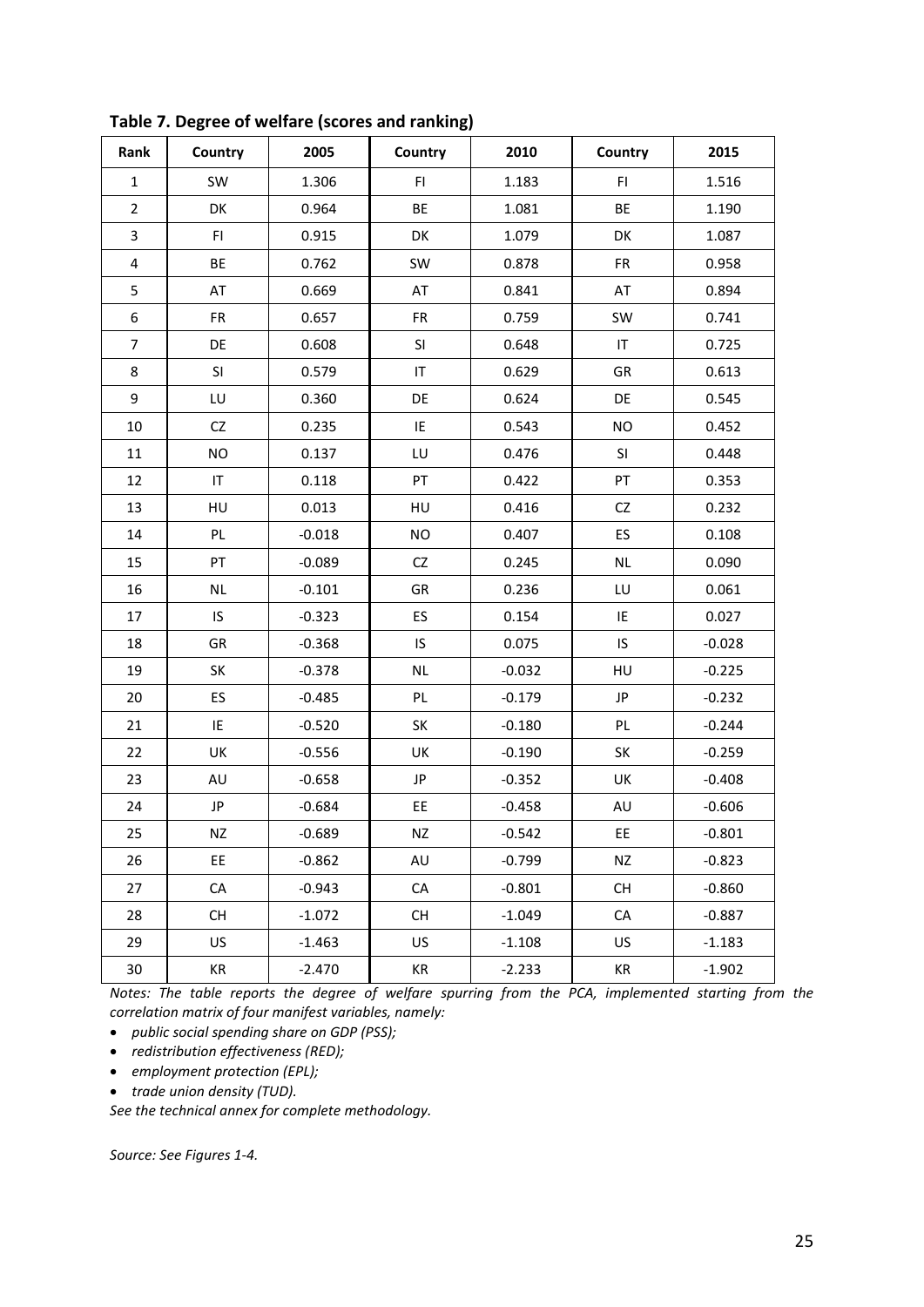**Table 7. Degree of welfare (scores and ranking)**

| Rank | Country | 2005 | Country | 2010 | Country | 2015 |
|---|---|---|---|---|---|---|
| 1 | SW | 1.306 | FI | 1.183 | FI | 1.516 |
| 2 | DK | 0.964 | BE | 1.081 | BE | 1.190 |
| 3 | FI | 0.915 | DK | 1.079 | DK | 1.087 |
| 4 | BE | 0.762 | SW | 0.878 | FR | 0.958 |
| 5 | AT | 0.669 | AT | 0.841 | AT | 0.894 |
| 6 | FR | 0.657 | FR | 0.759 | SW | 0.741 |
| 7 | DE | 0.608 | SI | 0.648 | IT | 0.725 |
| 8 | SI | 0.579 | IT | 0.629 | GR | 0.613 |
| 9 | LU | 0.360 | DE | 0.624 | DE | 0.545 |
| 10 | CZ | 0.235 | IE | 0.543 | NO | 0.452 |
| 11 | NO | 0.137 | LU | 0.476 | SI | 0.448 |
| 12 | IT | 0.118 | PT | 0.422 | PT | 0.353 |
| 13 | HU | 0.013 | HU | 0.416 | CZ | 0.232 |
| 14 | PL | -0.018 | NO | 0.407 | ES | 0.108 |
| 15 | PT | -0.089 | CZ | 0.245 | NL | 0.090 |
| 16 | NL | -0.101 | GR | 0.236 | LU | 0.061 |
| 17 | IS | -0.323 | ES | 0.154 | IE | 0.027 |
| 18 | GR | -0.368 | IS | 0.075 | IS | -0.028 |
| 19 | SK | -0.378 | NL | -0.032 | HU | -0.225 |
| 20 | ES | -0.485 | PL | -0.179 | JP | -0.232 |
| 21 | IE | -0.520 | SK | -0.180 | PL | -0.244 |
| 22 | UK | -0.556 | UK | -0.190 | SK | -0.259 |
| 23 | AU | -0.658 | JP | -0.352 | UK | -0.408 |
| 24 | JP | -0.684 | EE | -0.458 | AU | -0.606 |
| 25 | NZ | -0.689 | NZ | -0.542 | EE | -0.801 |
| 26 | EE | -0.862 | AU | -0.799 | NZ | -0.823 |
| 27 | CA | -0.943 | CA | -0.801 | CH | -0.860 |
| 28 | CH | -1.072 | CH | -1.049 | CA | -0.887 |
| 29 | US | -1.463 | US | -1.108 | US | -1.183 |
| 30 | KR | -2.470 | KR | -2.233 | KR | -1.902 |

*Notes: The table reports the degree of welfare spurring from the PCA, implemented starting from the correlation matrix of four manifest variables, namely:*

- *public social spending share on GDP (PSS);*
- *redistribution effectiveness (RED);*
- *employment protection (EPL);*
- *trade union density (TUD).*

*See the technical annex for complete methodology.*

*Source: See Figures 1-4.*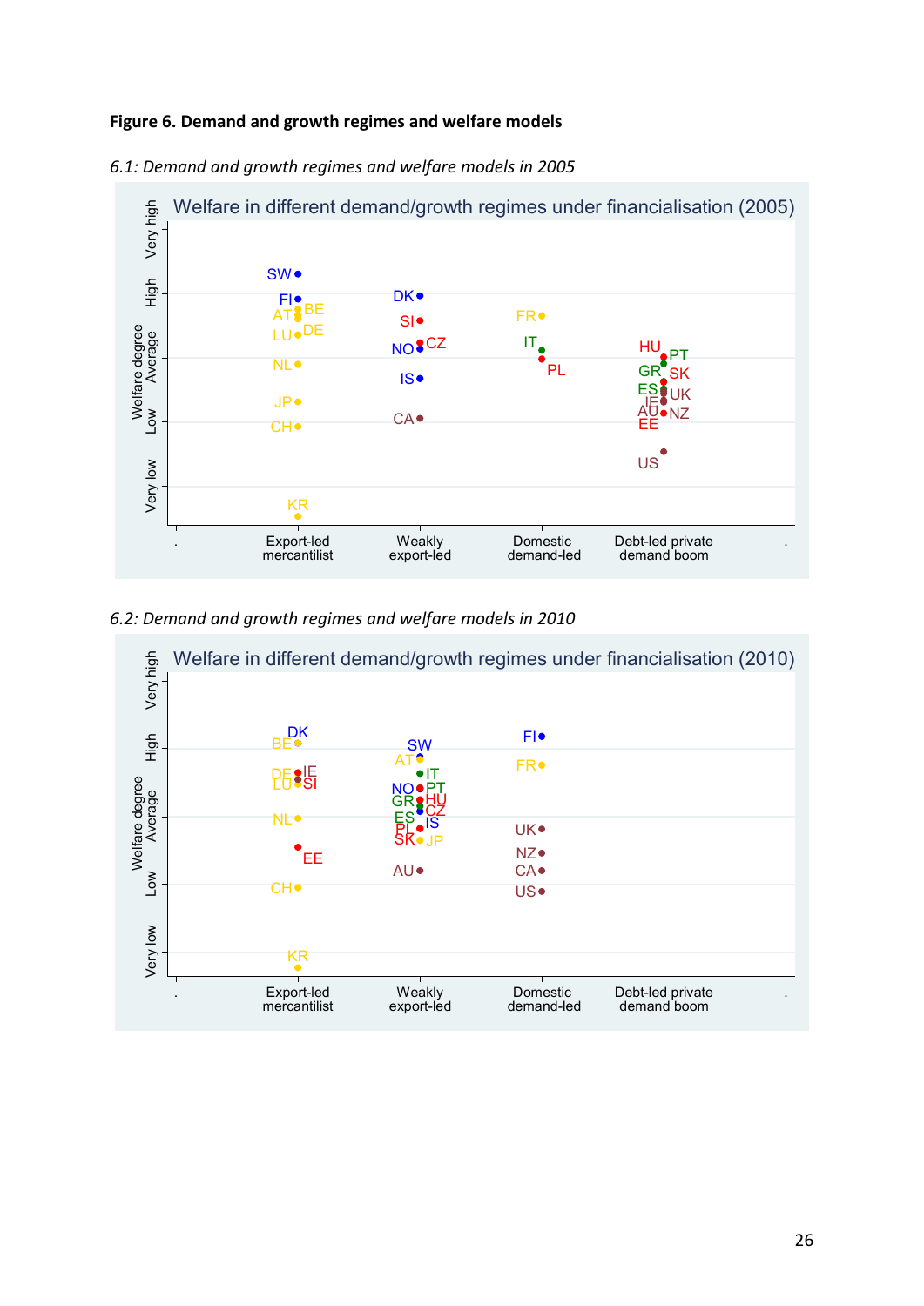**Figure 6. Demand and growth regimes and welfare models**

*6.1: Demand and growth regimes and welfare models in 2005*

*6.2: Demand and growth regimes and welfare models in 2010*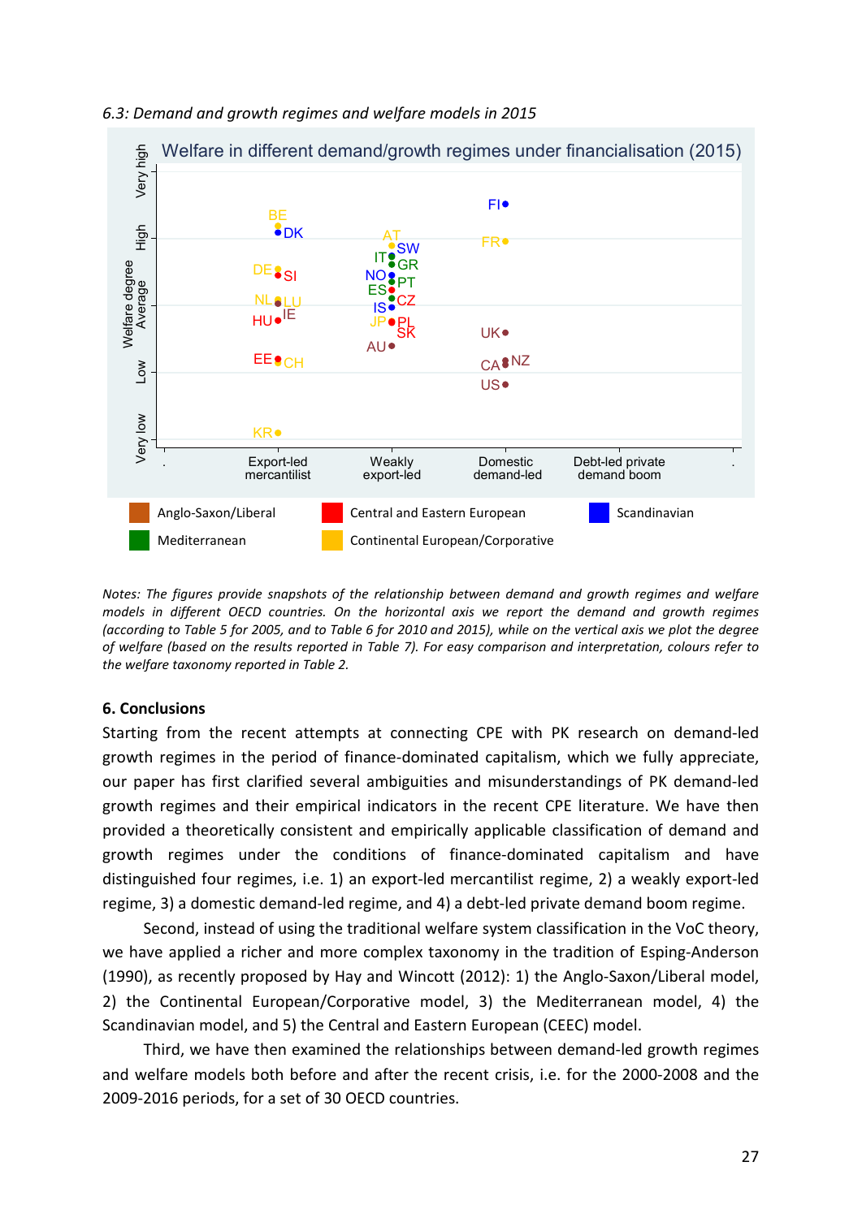*6.3: Demand and growth regimes and welfare models in 2015*

*Notes: The figures provide snapshots of the relationship between demand and growth regimes and welfare models in different OECD countries. On the horizontal axis we report the demand and growth regimes (according to Table 5 for 2005, and to Table 6 for 2010 and 2015), while on the vertical axis we plot the degree of welfare (based on the results reported in Table 7). For easy comparison and interpretation, colours refer to the welfare taxonomy reported in Table 2.*

## 6. Conclusions

Starting from the recent attempts at connecting CPE with PK research on demand-led growth regimes in the period of finance-dominated capitalism, which we fully appreciate, our paper has first clarified several ambiguities and misunderstandings of PK demand-led growth regimes and their empirical indicators in the recent CPE literature. We have then provided a theoretically consistent and empirically applicable classification of demand and growth regimes under the conditions of finance-dominated capitalism and have distinguished four regimes, i.e. 1) an export-led mercantilist regime, 2) a weakly export-led regime, 3) a domestic demand-led regime, and 4) a debt-led private demand boom regime.

Second, instead of using the traditional welfare system classification in the VoC theory, we have applied a richer and more complex taxonomy in the tradition of Esping-Anderson (1990), as recently proposed by Hay and Wincott (2012): 1) the Anglo-Saxon/Liberal model, 2) the Continental European/Corporative model, 3) the Mediterranean model, 4) the Scandinavian model, and 5) the Central and Eastern European (CEEC) model.

Third, we have then examined the relationships between demand-led growth regimes and welfare models both before and after the recent crisis, i.e. for the 2000-2008 and the 2009-2016 periods, for a set of 30 OECD countries.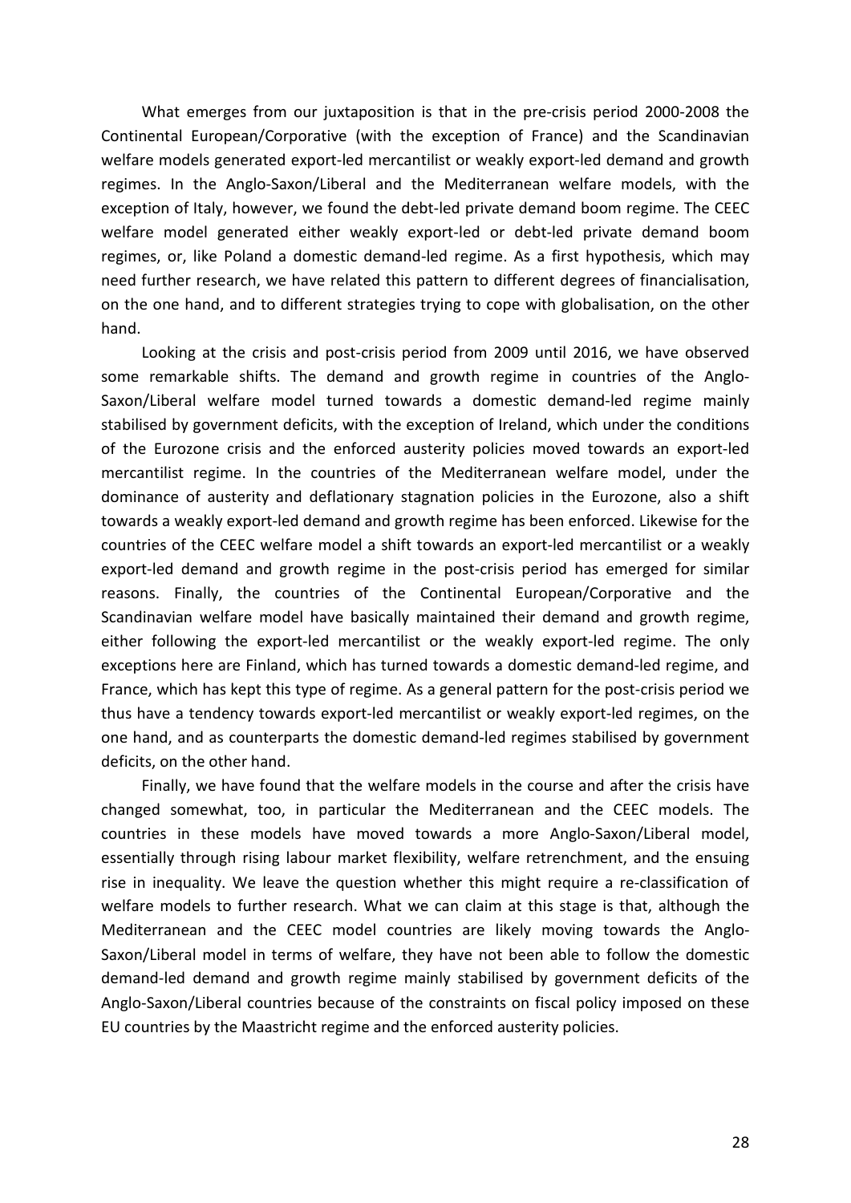What emerges from our juxtaposition is that in the pre-crisis period 2000-2008 the Continental European/Corporative (with the exception of France) and the Scandinavian welfare models generated export-led mercantilist or weakly export-led demand and growth regimes. In the Anglo-Saxon/Liberal and the Mediterranean welfare models, with the exception of Italy, however, we found the debt-led private demand boom regime. The CEEC welfare model generated either weakly export-led or debt-led private demand boom regimes, or, like Poland a domestic demand-led regime. As a first hypothesis, which may need further research, we have related this pattern to different degrees of financialisation, on the one hand, and to different strategies trying to cope with globalisation, on the other hand.

Looking at the crisis and post-crisis period from 2009 until 2016, we have observed some remarkable shifts. The demand and growth regime in countries of the Anglo-Saxon/Liberal welfare model turned towards a domestic demand-led regime mainly stabilised by government deficits, with the exception of Ireland, which under the conditions of the Eurozone crisis and the enforced austerity policies moved towards an export-led mercantilist regime. In the countries of the Mediterranean welfare model, under the dominance of austerity and deflationary stagnation policies in the Eurozone, also a shift towards a weakly export-led demand and growth regime has been enforced. Likewise for the countries of the CEEC welfare model a shift towards an export-led mercantilist or a weakly export-led demand and growth regime in the post-crisis period has emerged for similar reasons. Finally, the countries of the Continental European/Corporative and the Scandinavian welfare model have basically maintained their demand and growth regime, either following the export-led mercantilist or the weakly export-led regime. The only exceptions here are Finland, which has turned towards a domestic demand-led regime, and France, which has kept this type of regime. As a general pattern for the post-crisis period we thus have a tendency towards export-led mercantilist or weakly export-led regimes, on the one hand, and as counterparts the domestic demand-led regimes stabilised by government deficits, on the other hand.

Finally, we have found that the welfare models in the course and after the crisis have changed somewhat, too, in particular the Mediterranean and the CEEC models. The countries in these models have moved towards a more Anglo-Saxon/Liberal model, essentially through rising labour market flexibility, welfare retrenchment, and the ensuing rise in inequality. We leave the question whether this might require a re-classification of welfare models to further research. What we can claim at this stage is that, although the Mediterranean and the CEEC model countries are likely moving towards the Anglo-Saxon/Liberal model in terms of welfare, they have not been able to follow the domestic demand-led demand and growth regime mainly stabilised by government deficits of the Anglo-Saxon/Liberal countries because of the constraints on fiscal policy imposed on these EU countries by the Maastricht regime and the enforced austerity policies.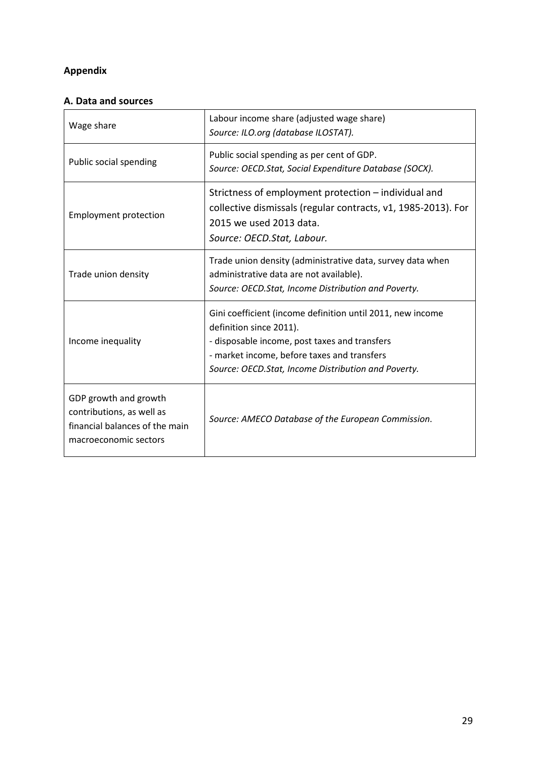## Appendix

### A. Data and sources

| | |
|---|---|
| Wage share | Labour income share (adjusted wage share)<br>*Source: ILO.org (database ILOSTAT).* |
| Public social spending | Public social spending as per cent of GDP.<br>*Source: OECD.Stat, Social Expenditure Database (SOCX).* |
| Employment protection | Strictness of employment protection – individual and collective dismissals (regular contracts, v1, 1985-2013). For 2015 we used 2013 data.<br>*Source: OECD.Stat, Labour.* |
| Trade union density | Trade union density (administrative data, survey data when administrative data are not available).<br>*Source: OECD.Stat, Income Distribution and Poverty.* |
| Income inequality | Gini coefficient (income definition until 2011, new income definition since 2011).<br>- disposable income, post taxes and transfers<br>- market income, before taxes and transfers<br>*Source: OECD.Stat, Income Distribution and Poverty.* |
| GDP growth and growth contributions, as well as financial balances of the main macroeconomic sectors | *Source: AMECO Database of the European Commission.* |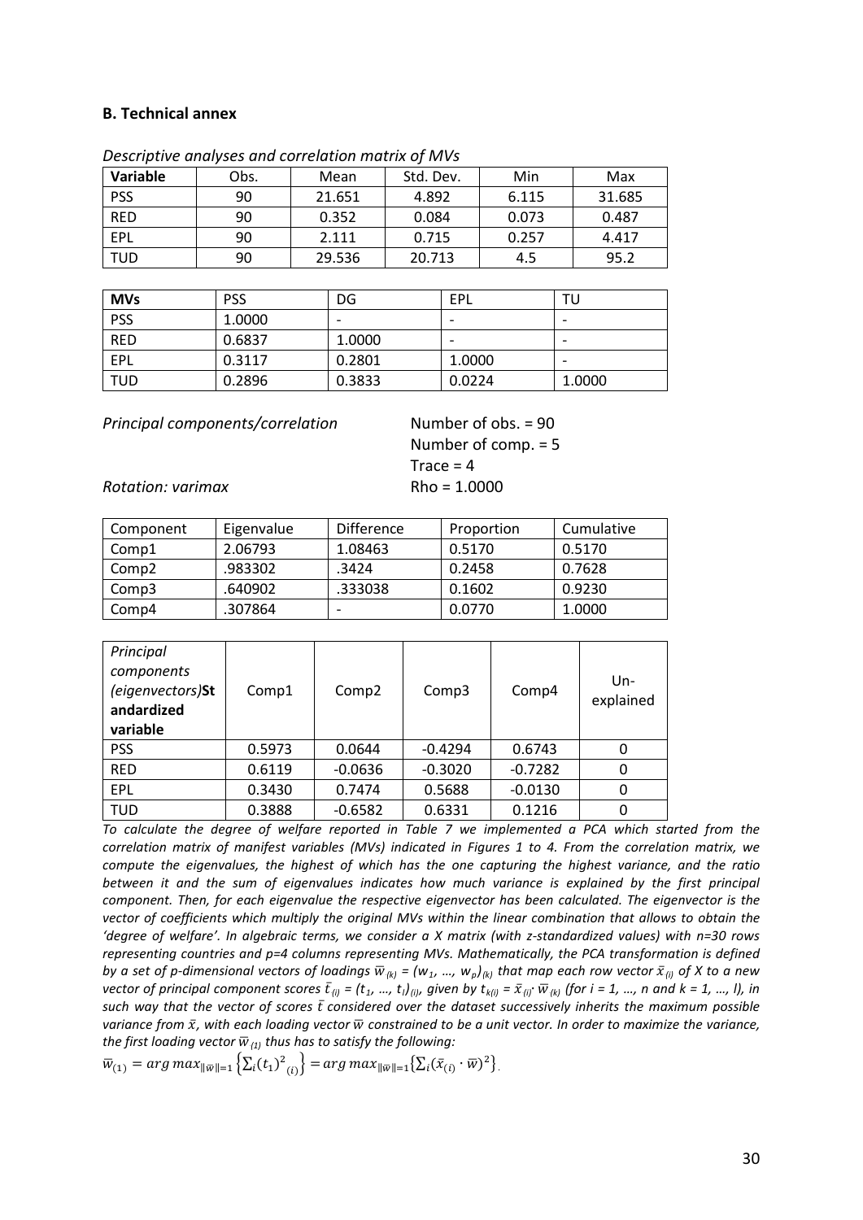**B. Technical annex**

*Descriptive analyses and correlation matrix of MVs*

| Variable | Obs. | Mean | Std. Dev. | Min | Max |
|---|---|---|---|---|---|
| PSS | 90 | 21.651 | 4.892 | 6.115 | 31.685 |
| RED | 90 | 0.352 | 0.084 | 0.073 | 0.487 |
| EPL | 90 | 2.111 | 0.715 | 0.257 | 4.417 |
| TUD | 90 | 29.536 | 20.713 | 4.5 | 95.2 |

| MVs | PSS | DG | EPL | TU |
|---|---|---|---|---|
| PSS | 1.0000 | - | - | - |
| RED | 0.6837 | 1.0000 | - | - |
| EPL | 0.3117 | 0.2801 | 1.0000 | - |
| TUD | 0.2896 | 0.3833 | 0.0224 | 1.0000 |

*Principal components/correlation* Number of obs. = 90

Number of comp. = 5

Trace = 4

*Rotation: varimax* Rho = 1.0000

| Component | Eigenvalue | Difference | Proportion | Cumulative |
|---|---|---|---|---|
| Comp1 | 2.06793 | 1.08463 | 0.5170 | 0.5170 |
| Comp2 | .983302 | .3424 | 0.2458 | 0.7628 |
| Comp3 | .640902 | .333038 | 0.1602 | 0.9230 |
| Comp4 | .307864 | - | 0.0770 | 1.0000 |

| *Principal components (eigenvectors)***Standardized variable** | Comp1 | Comp2 | Comp3 | Comp4 | Un-explained |
|---|---|---|---|---|---|
| PSS | 0.5973 | 0.0644 | -0.4294 | 0.6743 | 0 |
| RED | 0.6119 | -0.0636 | -0.3020 | -0.7282 | 0 |
| EPL | 0.3430 | 0.7474 | 0.5688 | -0.0130 | 0 |
| TUD | 0.3888 | -0.6582 | 0.6331 | 0.1216 | 0 |

*To calculate the degree of welfare reported in Table 7 we implemented a PCA which started from the correlation matrix of manifest variables (MVs) indicated in Figures 1 to 4. From the correlation matrix, we compute the eigenvalues, the highest of which has the one capturing the highest variance, and the ratio between it and the sum of eigenvalues indicates how much variance is explained by the first principal component. Then, for each eigenvalue the respective eigenvector has been calculated. The eigenvector is the vector of coefficients which multiply the original MVs within the linear combination that allows to obtain the 'degree of welfare'. In algebraic terms, we consider a X matrix (with z-standardized values) with n=30 rows representing countries and p=4 columns representing MVs. Mathematically, the PCA transformation is defined by a set of p-dimensional vectors of loadings $\bar{w}_{(k)} = (w_1, \ldots, w_p)_{(k)}$ that map each row vector $\bar{x}_{(i)}$ of X to a new vector of principal component scores $\bar{t}_{(i)} = (t_1, \ldots, t_l)_{(i)}$, given by $t_{k(i)} = \bar{x}_{(i)} \cdot \bar{w}_{(k)}$ (for i = 1, …, n and k = 1, …, l), in such way that the vector of scores $\bar{t}$ considered over the dataset successively inherits the maximum possible variance from $\bar{x}$, with each loading vector $\bar{w}$ constrained to be a unit vector. In order to maximize the variance, the first loading vector $\bar{w}_{(1)}$ thus has to satisfy the following:*

$$\bar{w}_{(1)} = arg\,max_{\|\bar{w}\|=1}\left\{\sum_i (t_1)^2{}_{(i)}\right\} = arg\,max_{\|\bar{w}\|=1}\left\{\sum_i (\bar{x}_{(i)} \cdot \bar{w})^2\right\}.$$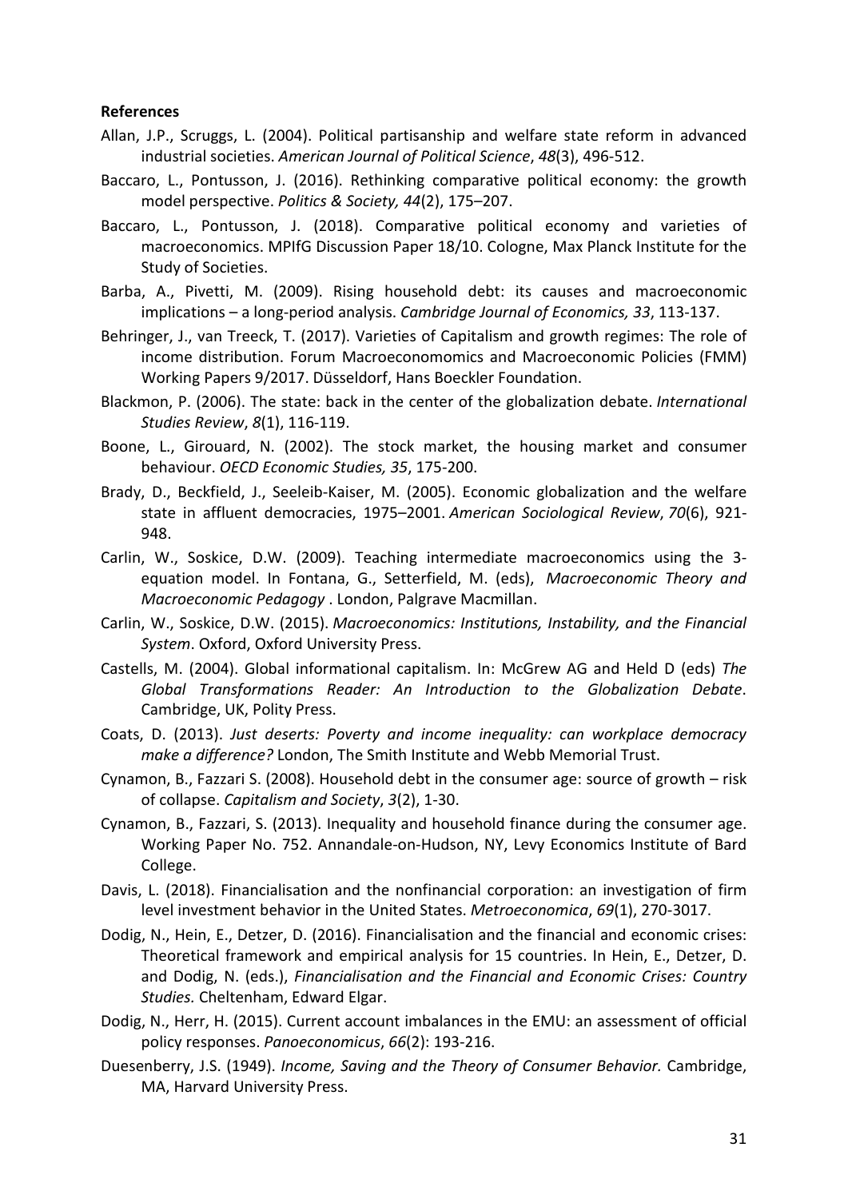**References**

Allan, J.P., Scruggs, L. (2004). Political partisanship and welfare state reform in advanced industrial societies. *American Journal of Political Science*, *48*(3), 496-512.

Baccaro, L., Pontusson, J. (2016). Rethinking comparative political economy: the growth model perspective. *Politics & Society, 44*(2), 175–207.

Baccaro, L., Pontusson, J. (2018). Comparative political economy and varieties of macroeconomics. MPIfG Discussion Paper 18/10. Cologne, Max Planck Institute for the Study of Societies.

Barba, A., Pivetti, M. (2009). Rising household debt: its causes and macroeconomic implications – a long-period analysis. *Cambridge Journal of Economics, 33*, 113-137.

Behringer, J., van Treeck, T. (2017). Varieties of Capitalism and growth regimes: The role of income distribution. Forum Macroeconomomics and Macroeconomic Policies (FMM) Working Papers 9/2017. Düsseldorf, Hans Boeckler Foundation.

Blackmon, P. (2006). The state: back in the center of the globalization debate. *International Studies Review*, *8*(1), 116-119.

Boone, L., Girouard, N. (2002). The stock market, the housing market and consumer behaviour. *OECD Economic Studies, 35*, 175-200.

Brady, D., Beckfield, J., Seeleib-Kaiser, M. (2005). Economic globalization and the welfare state in affluent democracies, 1975–2001. *American Sociological Review*, *70*(6), 921-948.

Carlin, W., Soskice, D.W. (2009). Teaching intermediate macroeconomics using the 3-equation model. In Fontana, G., Setterfield, M. (eds), *Macroeconomic Theory and Macroeconomic Pedagogy* . London, Palgrave Macmillan.

Carlin, W., Soskice, D.W. (2015). *Macroeconomics: Institutions, Instability, and the Financial System*. Oxford, Oxford University Press.

Castells, M. (2004). Global informational capitalism. In: McGrew AG and Held D (eds) *The Global Transformations Reader: An Introduction to the Globalization Debate*. Cambridge, UK, Polity Press.

Coats, D. (2013). *Just deserts: Poverty and income inequality: can workplace democracy make a difference?* London, The Smith Institute and Webb Memorial Trust.

Cynamon, B., Fazzari S. (2008). Household debt in the consumer age: source of growth – risk of collapse. *Capitalism and Society*, *3*(2), 1-30.

Cynamon, B., Fazzari, S. (2013). Inequality and household finance during the consumer age. Working Paper No. 752. Annandale-on-Hudson, NY, Levy Economics Institute of Bard College.

Davis, L. (2018). Financialisation and the nonfinancial corporation: an investigation of firm level investment behavior in the United States. *Metroeconomica*, *69*(1), 270-3017.

Dodig, N., Hein, E., Detzer, D. (2016). Financialisation and the financial and economic crises: Theoretical framework and empirical analysis for 15 countries. In Hein, E., Detzer, D. and Dodig, N. (eds.), *Financialisation and the Financial and Economic Crises: Country Studies.* Cheltenham, Edward Elgar.

Dodig, N., Herr, H. (2015). Current account imbalances in the EMU: an assessment of official policy responses. *Panoeconomicus*, *66*(2): 193-216.

Duesenberry, J.S. (1949). *Income, Saving and the Theory of Consumer Behavior.* Cambridge, MA, Harvard University Press.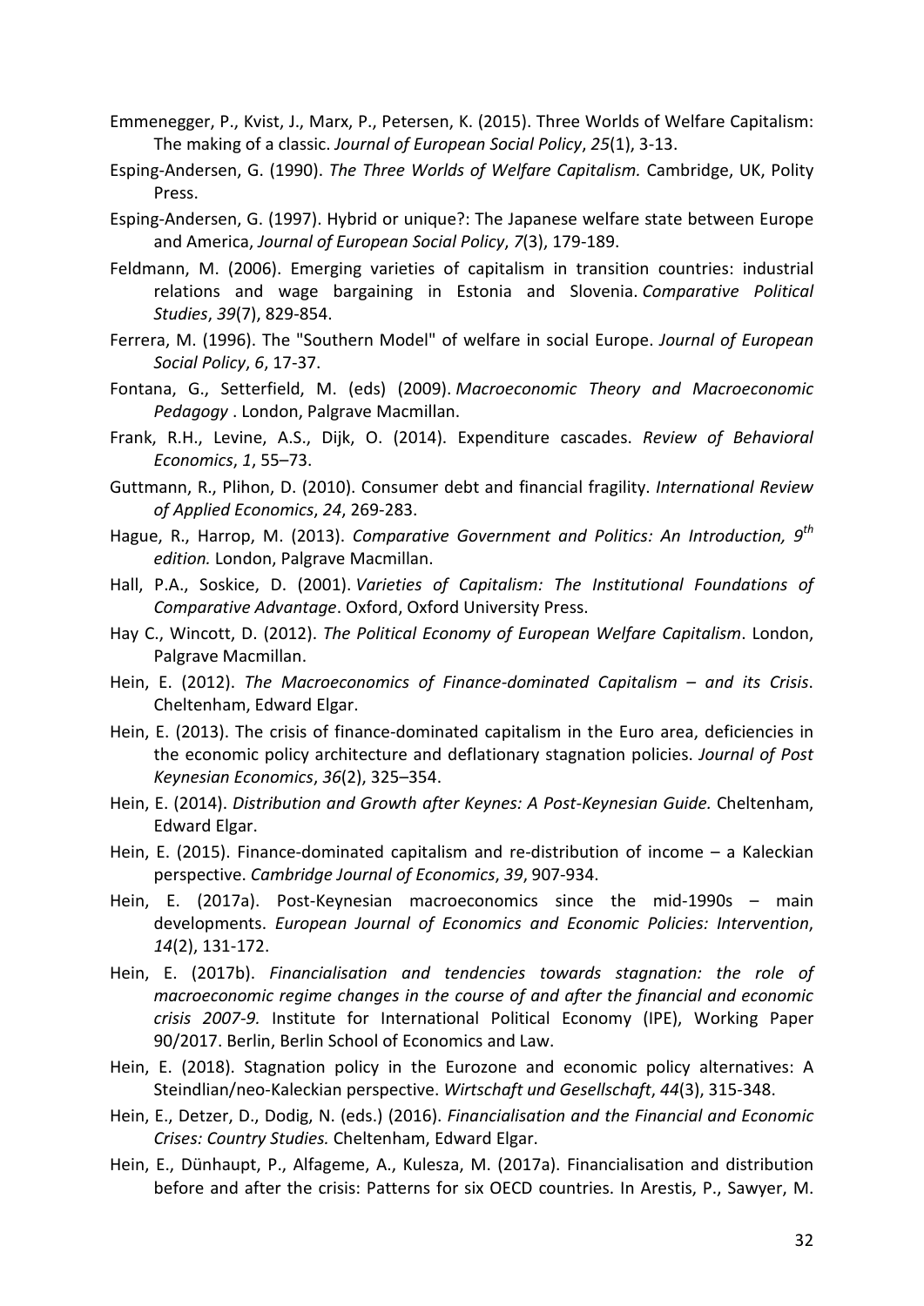Emmenegger, P., Kvist, J., Marx, P., Petersen, K. (2015). Three Worlds of Welfare Capitalism: The making of a classic. *Journal of European Social Policy*, *25*(1), 3-13.

Esping-Andersen, G. (1990). *The Three Worlds of Welfare Capitalism.* Cambridge, UK, Polity Press.

Esping-Andersen, G. (1997). Hybrid or unique?: The Japanese welfare state between Europe and America, *Journal of European Social Policy*, *7*(3), 179-189.

Feldmann, M. (2006). Emerging varieties of capitalism in transition countries: industrial relations and wage bargaining in Estonia and Slovenia. *Comparative Political Studies*, *39*(7), 829-854.

Ferrera, M. (1996). The "Southern Model" of welfare in social Europe. *Journal of European Social Policy*, *6*, 17-37.

Fontana, G., Setterfield, M. (eds) (2009). *Macroeconomic Theory and Macroeconomic Pedagogy* . London, Palgrave Macmillan.

Frank, R.H., Levine, A.S., Dijk, O. (2014). Expenditure cascades. *Review of Behavioral Economics*, *1*, 55–73.

Guttmann, R., Plihon, D. (2010). Consumer debt and financial fragility. *International Review of Applied Economics*, *24*, 269-283.

Hague, R., Harrop, M. (2013). *Comparative Government and Politics: An Introduction, 9th edition.* London, Palgrave Macmillan.

Hall, P.A., Soskice, D. (2001). *Varieties of Capitalism: The Institutional Foundations of Comparative Advantage*. Oxford, Oxford University Press.

Hay C., Wincott, D. (2012). *The Political Economy of European Welfare Capitalism*. London, Palgrave Macmillan.

Hein, E. (2012). *The Macroeconomics of Finance-dominated Capitalism – and its Crisis*. Cheltenham, Edward Elgar.

Hein, E. (2013). The crisis of finance-dominated capitalism in the Euro area, deficiencies in the economic policy architecture and deflationary stagnation policies. *Journal of Post Keynesian Economics*, *36*(2), 325–354.

Hein, E. (2014). *Distribution and Growth after Keynes: A Post-Keynesian Guide.* Cheltenham, Edward Elgar.

Hein, E. (2015). Finance-dominated capitalism and re-distribution of income – a Kaleckian perspective. *Cambridge Journal of Economics*, *39*, 907-934.

Hein, E. (2017a). Post-Keynesian macroeconomics since the mid-1990s – main developments. *European Journal of Economics and Economic Policies: Intervention*, *14*(2), 131-172.

Hein, E. (2017b). *Financialisation and tendencies towards stagnation: the role of macroeconomic regime changes in the course of and after the financial and economic crisis 2007-9.* Institute for International Political Economy (IPE), Working Paper 90/2017. Berlin, Berlin School of Economics and Law.

Hein, E. (2018). Stagnation policy in the Eurozone and economic policy alternatives: A Steindlian/neo-Kaleckian perspective. *Wirtschaft und Gesellschaft*, *44*(3), 315-348.

Hein, E., Detzer, D., Dodig, N. (eds.) (2016). *Financialisation and the Financial and Economic Crises: Country Studies.* Cheltenham, Edward Elgar.

Hein, E., Dünhaupt, P., Alfageme, A., Kulesza, M. (2017a). Financialisation and distribution before and after the crisis: Patterns for six OECD countries. In Arestis, P., Sawyer, M.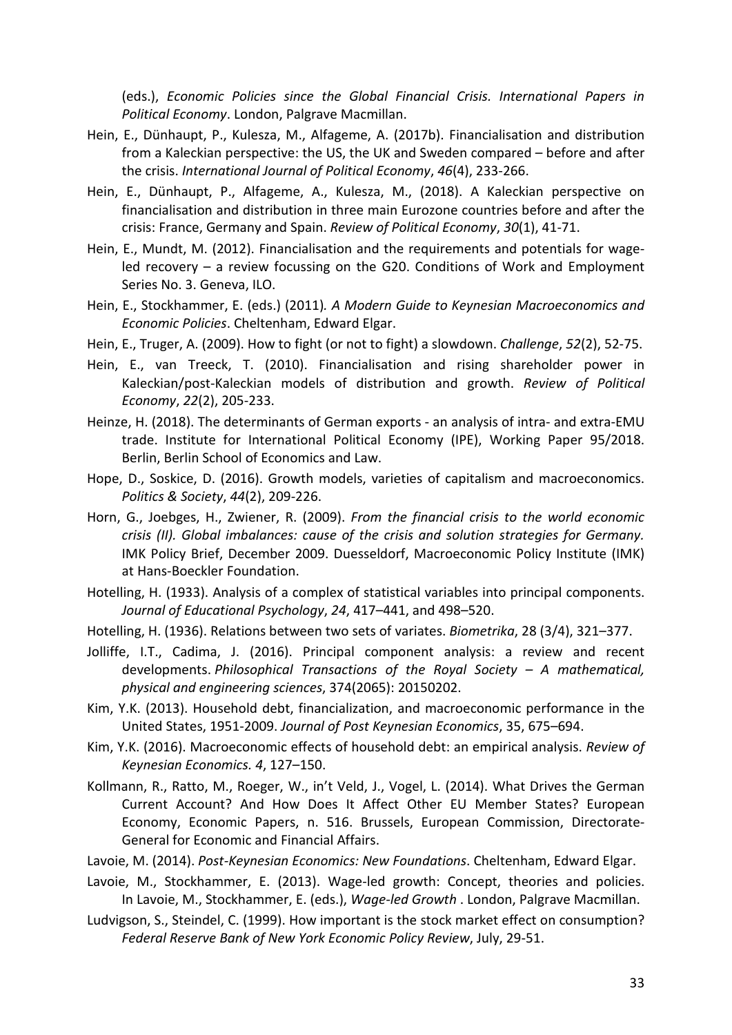(eds.), *Economic Policies since the Global Financial Crisis. International Papers in Political Economy*. London, Palgrave Macmillan.

Hein, E., Dünhaupt, P., Kulesza, M., Alfageme, A. (2017b). Financialisation and distribution from a Kaleckian perspective: the US, the UK and Sweden compared – before and after the crisis. *International Journal of Political Economy*, *46*(4), 233-266.

Hein, E., Dünhaupt, P., Alfageme, A., Kulesza, M., (2018). A Kaleckian perspective on financialisation and distribution in three main Eurozone countries before and after the crisis: France, Germany and Spain. *Review of Political Economy*, *30*(1), 41-71.

Hein, E., Mundt, M. (2012). Financialisation and the requirements and potentials for wage-led recovery – a review focussing on the G20. Conditions of Work and Employment Series No. 3. Geneva, ILO.

Hein, E., Stockhammer, E. (eds.) (2011). *A Modern Guide to Keynesian Macroeconomics and Economic Policies*. Cheltenham, Edward Elgar.

Hein, E., Truger, A. (2009). How to fight (or not to fight) a slowdown. *Challenge*, *52*(2), 52-75.

Hein, E., van Treeck, T. (2010). Financialisation and rising shareholder power in Kaleckian/post-Kaleckian models of distribution and growth. *Review of Political Economy*, *22*(2), 205-233.

Heinze, H. (2018). The determinants of German exports - an analysis of intra- and extra-EMU trade. Institute for International Political Economy (IPE), Working Paper 95/2018. Berlin, Berlin School of Economics and Law.

Hope, D., Soskice, D. (2016). Growth models, varieties of capitalism and macroeconomics. *Politics & Society*, *44*(2), 209-226.

Horn, G., Joebges, H., Zwiener, R. (2009). *From the financial crisis to the world economic crisis (II). Global imbalances: cause of the crisis and solution strategies for Germany.* IMK Policy Brief, December 2009. Duesseldorf, Macroeconomic Policy Institute (IMK) at Hans-Boeckler Foundation.

Hotelling, H. (1933). Analysis of a complex of statistical variables into principal components. *Journal of Educational Psychology*, *24*, 417–441, and 498–520.

Hotelling, H. (1936). Relations between two sets of variates. *Biometrika*, 28 (3/4), 321–377.

Jolliffe, I.T., Cadima, J. (2016). Principal component analysis: a review and recent developments. *Philosophical Transactions of the Royal Society – A mathematical, physical and engineering sciences*, 374(2065): 20150202.

Kim, Y.K. (2013). Household debt, financialization, and macroeconomic performance in the United States, 1951-2009. *Journal of Post Keynesian Economics*, 35, 675–694.

Kim, Y.K. (2016). Macroeconomic effects of household debt: an empirical analysis. *Review of Keynesian Economics. 4*, 127–150.

Kollmann, R., Ratto, M., Roeger, W., in't Veld, J., Vogel, L. (2014). What Drives the German Current Account? And How Does It Affect Other EU Member States? European Economy, Economic Papers, n. 516. Brussels, European Commission, Directorate-General for Economic and Financial Affairs.

Lavoie, M. (2014). *Post-Keynesian Economics: New Foundations*. Cheltenham, Edward Elgar.

Lavoie, M., Stockhammer, E. (2013). Wage-led growth: Concept, theories and policies. In Lavoie, M., Stockhammer, E. (eds.), *Wage-led Growth* . London, Palgrave Macmillan.

Ludvigson, S., Steindel, C. (1999). How important is the stock market effect on consumption? *Federal Reserve Bank of New York Economic Policy Review*, July, 29-51.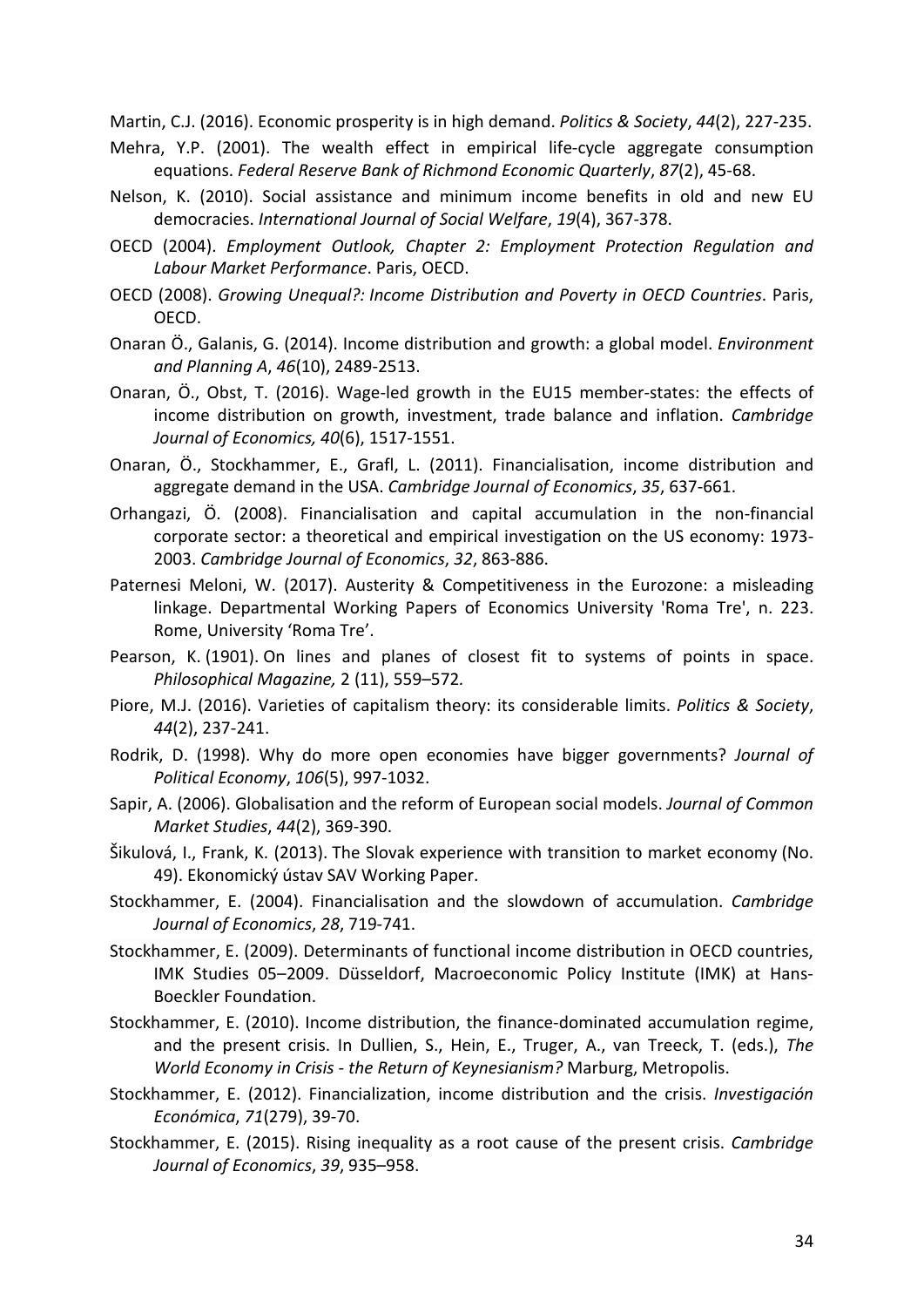Martin, C.J. (2016). Economic prosperity is in high demand. *Politics & Society*, *44*(2), 227-235.

Mehra, Y.P. (2001). The wealth effect in empirical life-cycle aggregate consumption equations. *Federal Reserve Bank of Richmond Economic Quarterly*, *87*(2), 45-68.

Nelson, K. (2010). Social assistance and minimum income benefits in old and new EU democracies. *International Journal of Social Welfare*, *19*(4), 367-378.

OECD (2004). *Employment Outlook, Chapter 2: Employment Protection Regulation and Labour Market Performance*. Paris, OECD.

OECD (2008). *Growing Unequal?: Income Distribution and Poverty in OECD Countries*. Paris, OECD.

Onaran Ö., Galanis, G. (2014). Income distribution and growth: a global model. *Environment and Planning A*, *46*(10), 2489-2513.

Onaran, Ö., Obst, T. (2016). Wage-led growth in the EU15 member-states: the effects of income distribution on growth, investment, trade balance and inflation. *Cambridge Journal of Economics, 40*(6), 1517-1551.

Onaran, Ö., Stockhammer, E., Grafl, L. (2011). Financialisation, income distribution and aggregate demand in the USA. *Cambridge Journal of Economics*, *35*, 637-661.

Orhangazi, Ö. (2008). Financialisation and capital accumulation in the non-financial corporate sector: a theoretical and empirical investigation on the US economy: 1973-2003. *Cambridge Journal of Economics*, *32*, 863-886.

Paternesi Meloni, W. (2017). Austerity & Competitiveness in the Eurozone: a misleading linkage. Departmental Working Papers of Economics University 'Roma Tre', n. 223. Rome, University 'Roma Tre'.

Pearson, K. (1901). On lines and planes of closest fit to systems of points in space. *Philosophical Magazine,* 2 (11), 559–572.

Piore, M.J. (2016). Varieties of capitalism theory: its considerable limits. *Politics & Society*, *44*(2), 237-241.

Rodrik, D. (1998). Why do more open economies have bigger governments? *Journal of Political Economy*, *106*(5), 997-1032.

Sapir, A. (2006). Globalisation and the reform of European social models. *Journal of Common Market Studies*, *44*(2), 369-390.

Šikulová, I., Frank, K. (2013). The Slovak experience with transition to market economy (No. 49). Ekonomický ústav SAV Working Paper.

Stockhammer, E. (2004). Financialisation and the slowdown of accumulation. *Cambridge Journal of Economics*, *28*, 719-741.

Stockhammer, E. (2009). Determinants of functional income distribution in OECD countries, IMK Studies 05–2009. Düsseldorf, Macroeconomic Policy Institute (IMK) at Hans-Boeckler Foundation.

Stockhammer, E. (2010). Income distribution, the finance-dominated accumulation regime, and the present crisis. In Dullien, S., Hein, E., Truger, A., van Treeck, T. (eds.), *The World Economy in Crisis - the Return of Keynesianism?* Marburg, Metropolis.

Stockhammer, E. (2012). Financialization, income distribution and the crisis. *Investigación Económica*, *71*(279), 39-70.

Stockhammer, E. (2015). Rising inequality as a root cause of the present crisis. *Cambridge Journal of Economics*, *39*, 935–958.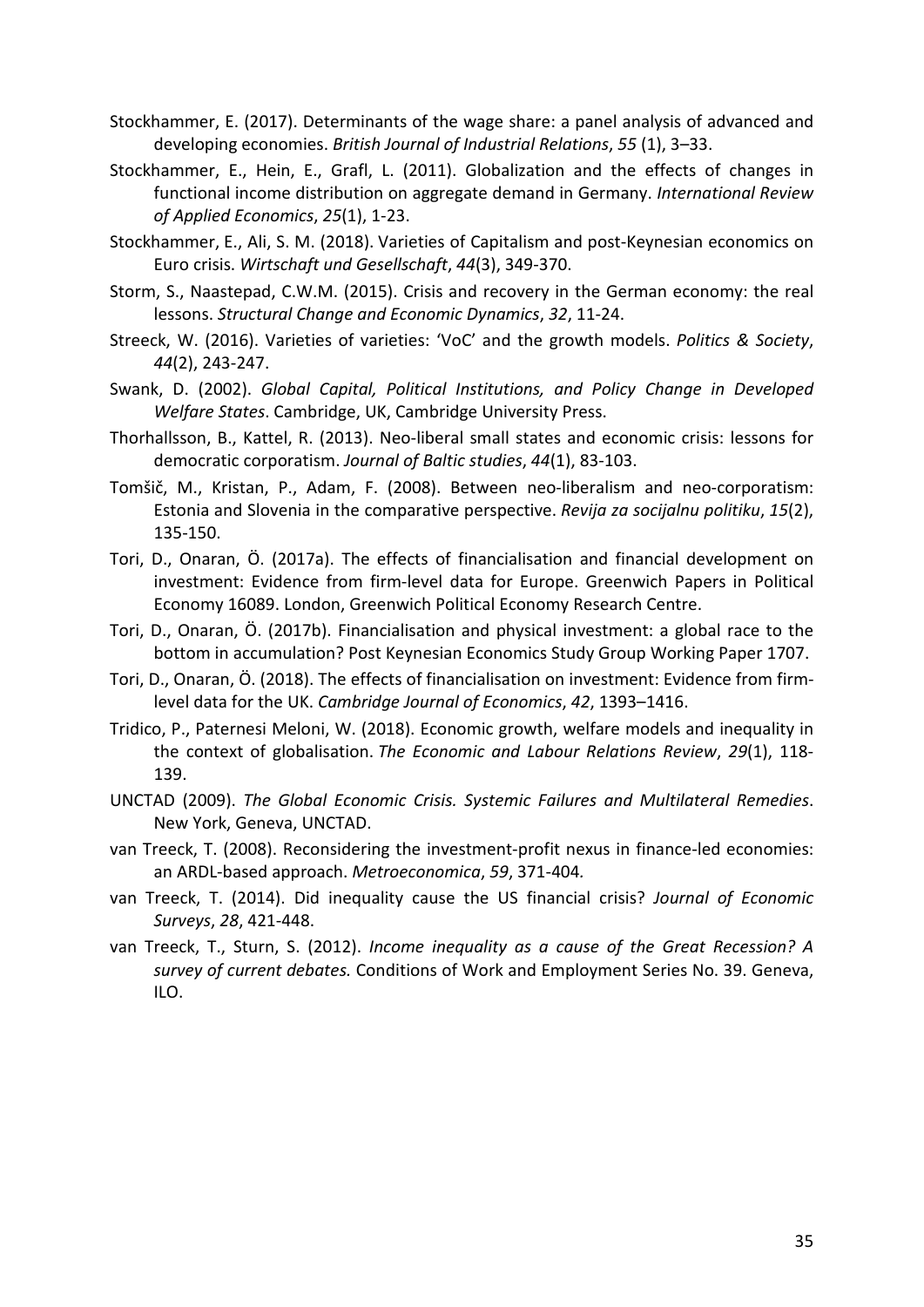Stockhammer, E. (2017). Determinants of the wage share: a panel analysis of advanced and developing economies. *British Journal of Industrial Relations*, *55* (1), 3–33.

Stockhammer, E., Hein, E., Grafl, L. (2011). Globalization and the effects of changes in functional income distribution on aggregate demand in Germany. *International Review of Applied Economics*, *25*(1), 1-23.

Stockhammer, E., Ali, S. M. (2018). Varieties of Capitalism and post-Keynesian economics on Euro crisis. *Wirtschaft und Gesellschaft*, *44*(3), 349-370.

Storm, S., Naastepad, C.W.M. (2015). Crisis and recovery in the German economy: the real lessons. *Structural Change and Economic Dynamics*, *32*, 11-24.

Streeck, W. (2016). Varieties of varieties: 'VoC' and the growth models. *Politics & Society*, *44*(2), 243-247.

Swank, D. (2002). *Global Capital, Political Institutions, and Policy Change in Developed Welfare States*. Cambridge, UK, Cambridge University Press.

Thorhallsson, B., Kattel, R. (2013). Neo-liberal small states and economic crisis: lessons for democratic corporatism. *Journal of Baltic studies*, *44*(1), 83-103.

Tomšič, M., Kristan, P., Adam, F. (2008). Between neo-liberalism and neo-corporatism: Estonia and Slovenia in the comparative perspective. *Revija za socijalnu politiku*, *15*(2), 135-150.

Tori, D., Onaran, Ö. (2017a). The effects of financialisation and financial development on investment: Evidence from firm-level data for Europe. Greenwich Papers in Political Economy 16089. London, Greenwich Political Economy Research Centre.

Tori, D., Onaran, Ö. (2017b). Financialisation and physical investment: a global race to the bottom in accumulation? Post Keynesian Economics Study Group Working Paper 1707.

Tori, D., Onaran, Ö. (2018). The effects of financialisation on investment: Evidence from firm-level data for the UK. *Cambridge Journal of Economics*, *42*, 1393–1416.

Tridico, P., Paternesi Meloni, W. (2018). Economic growth, welfare models and inequality in the context of globalisation. *The Economic and Labour Relations Review*, *29*(1), 118-139.

UNCTAD (2009). *The Global Economic Crisis. Systemic Failures and Multilateral Remedies*. New York, Geneva, UNCTAD.

van Treeck, T. (2008). Reconsidering the investment-profit nexus in finance-led economies: an ARDL-based approach. *Metroeconomica*, *59*, 371-404.

van Treeck, T. (2014). Did inequality cause the US financial crisis? *Journal of Economic Surveys*, *28*, 421-448.

van Treeck, T., Sturn, S. (2012). *Income inequality as a cause of the Great Recession? A survey of current debates.* Conditions of Work and Employment Series No. 39. Geneva, ILO.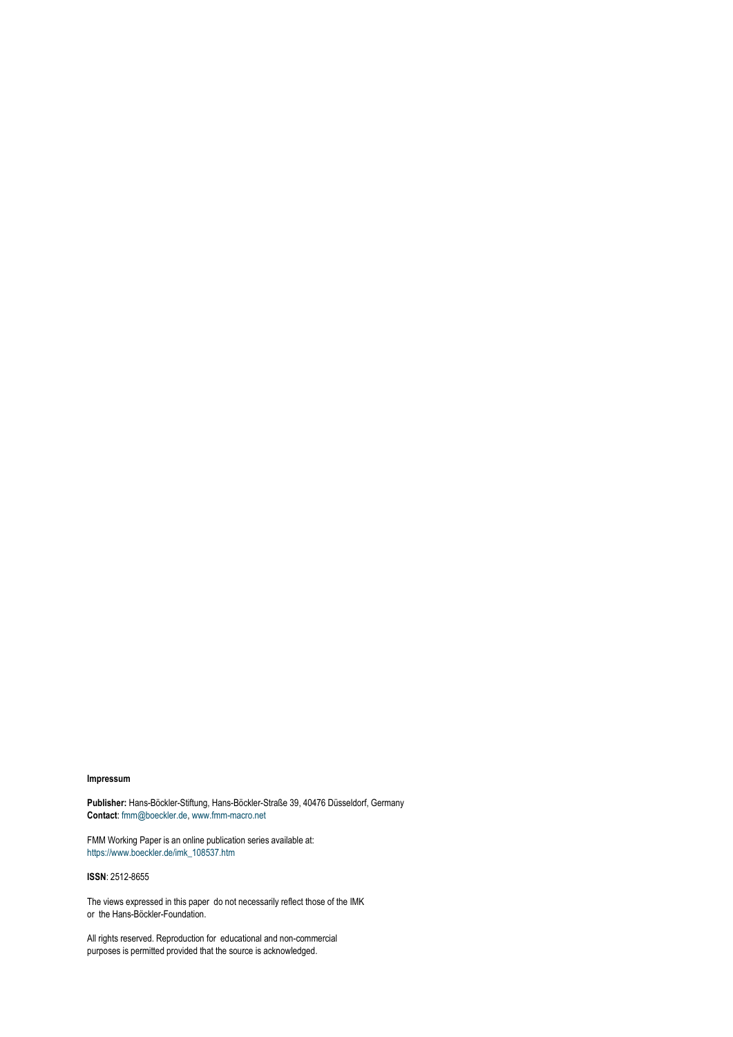**Impressum**

**Publisher:** Hans-Böckler-Stiftung, Hans-Böckler-Straße 39, 40476 Düsseldorf, Germany
**Contact**: fmm@boeckler.de, www.fmm-macro.net

FMM Working Paper is an online publication series available at:
https://www.boeckler.de/imk_108537.htm

**ISSN**: 2512-8655

The views expressed in this paper do not necessarily reflect those of the IMK or the Hans-Böckler-Foundation.

All rights reserved. Reproduction for educational and non-commercial purposes is permitted provided that the source is acknowledged.